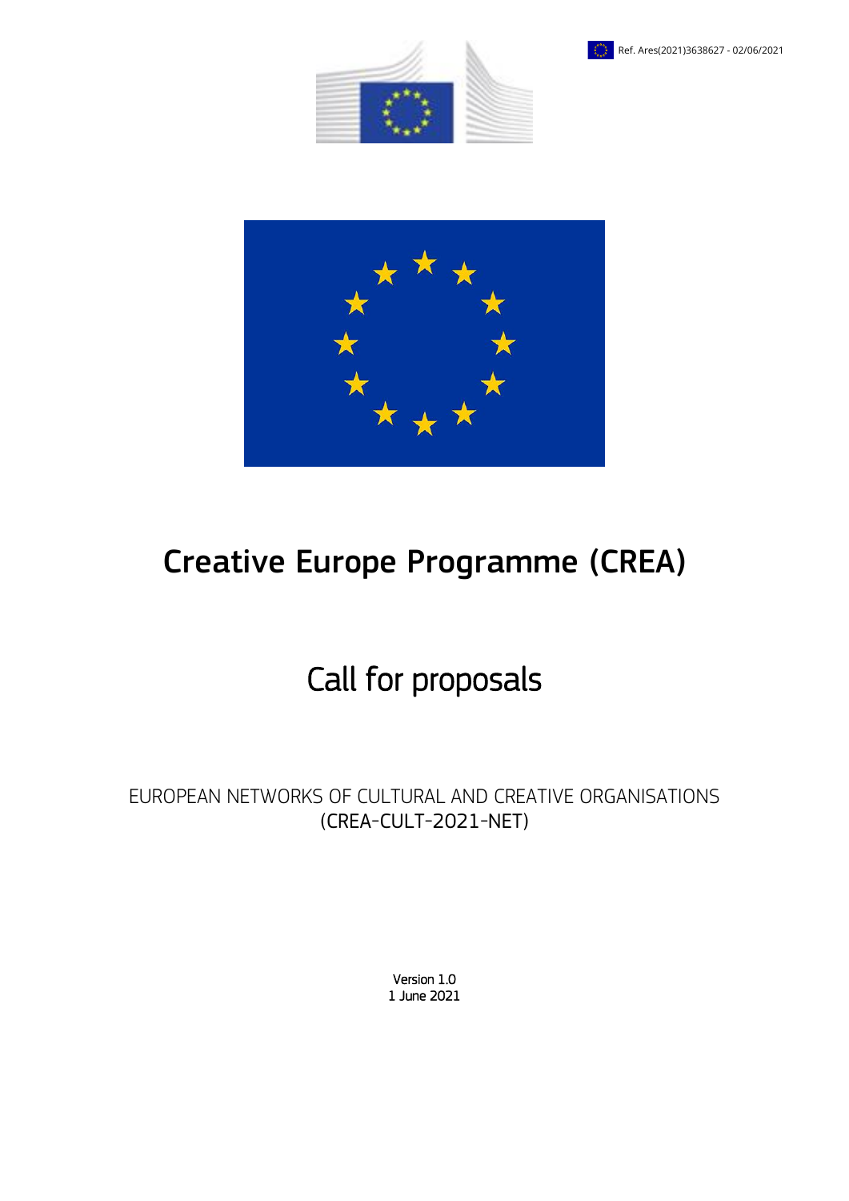Ref. Ares(2021)3638627 - 02/06/2021

# Creative Europe Programme (CREA)

## Call for proposals

EUROPEAN NETWORKS OF CULTURAL AND CREATIVE ORGANISATIONS
(CREA-CULT-2021-NET)

Version 1.0
1 June 2021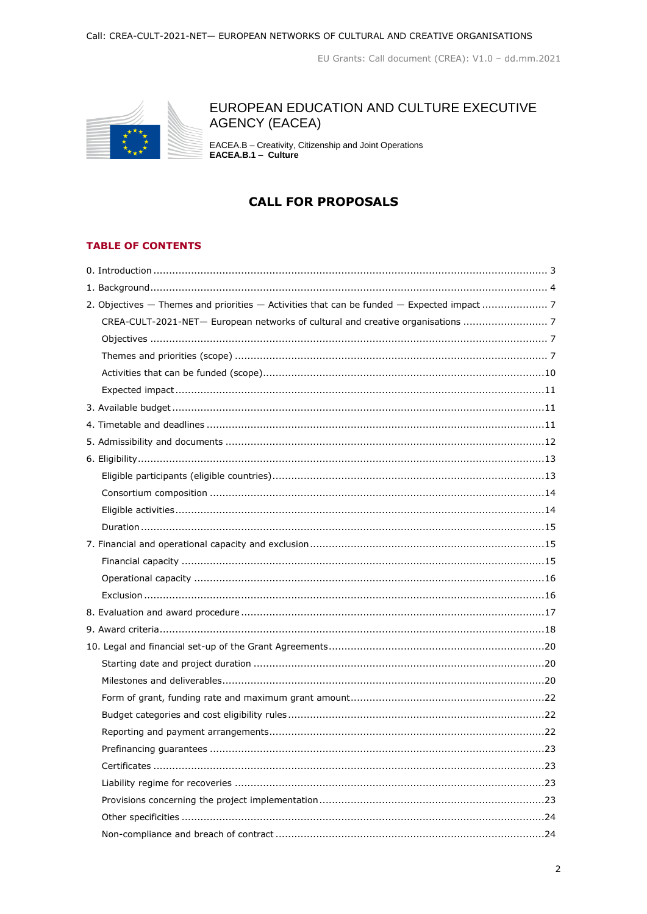EUROPEAN EDUCATION AND CULTURE EXECUTIVE AGENCY (EACEA)

EACEA.B – Creativity, Citizenship and Joint Operations
**EACEA.B.1 – Culture**

# CALL FOR PROPOSALS

## TABLE OF CONTENTS

0. Introduction ... 3
1. Background ... 4
2. Objectives — Themes and priorities — Activities that can be funded — Expected impact ... 7
   - CREA-CULT-2021-NET— European networks of cultural creative organisations ... 7
   - Objectives ... 7
   - Themes and priorities (scope) ... 7
   - Activities that can be funded (scope) ... 10
   - Expected impact ... 11
3. Available budget ... 11
4. Timetable and deadlines ... 11
5. Admissibility and documents ... 12
6. Eligibility ... 13
   - Eligible participants (eligible countries) ... 13
   - Consortium composition ... 14
   - Eligible activities ... 14
   - Duration ... 15
7. Financial and operational capacity and exclusion ... 15
   - Financial capacity ... 15
   - Operational capacity ... 16
   - Exclusion ... 16
8. Evaluation and award procedure ... 17
9. Award criteria ... 18
10. Legal and financial set-up of the Grant Agreements ... 20
    - Starting date and project duration ... 20
    - Milestones and deliverables ... 20
    - Form of grant, funding rate and maximum grant amount ... 22
    - Budget categories and cost eligibility rules ... 22
    - Reporting and payment arrangements ... 22
    - Prefinancing guarantees ... 23
    - Certificates ... 23
    - Liability regime for recoveries ... 23
    - Provisions concerning the project implementation ... 23
    - Other specificities ... 24
    - Non-compliance and breach of contract ... 24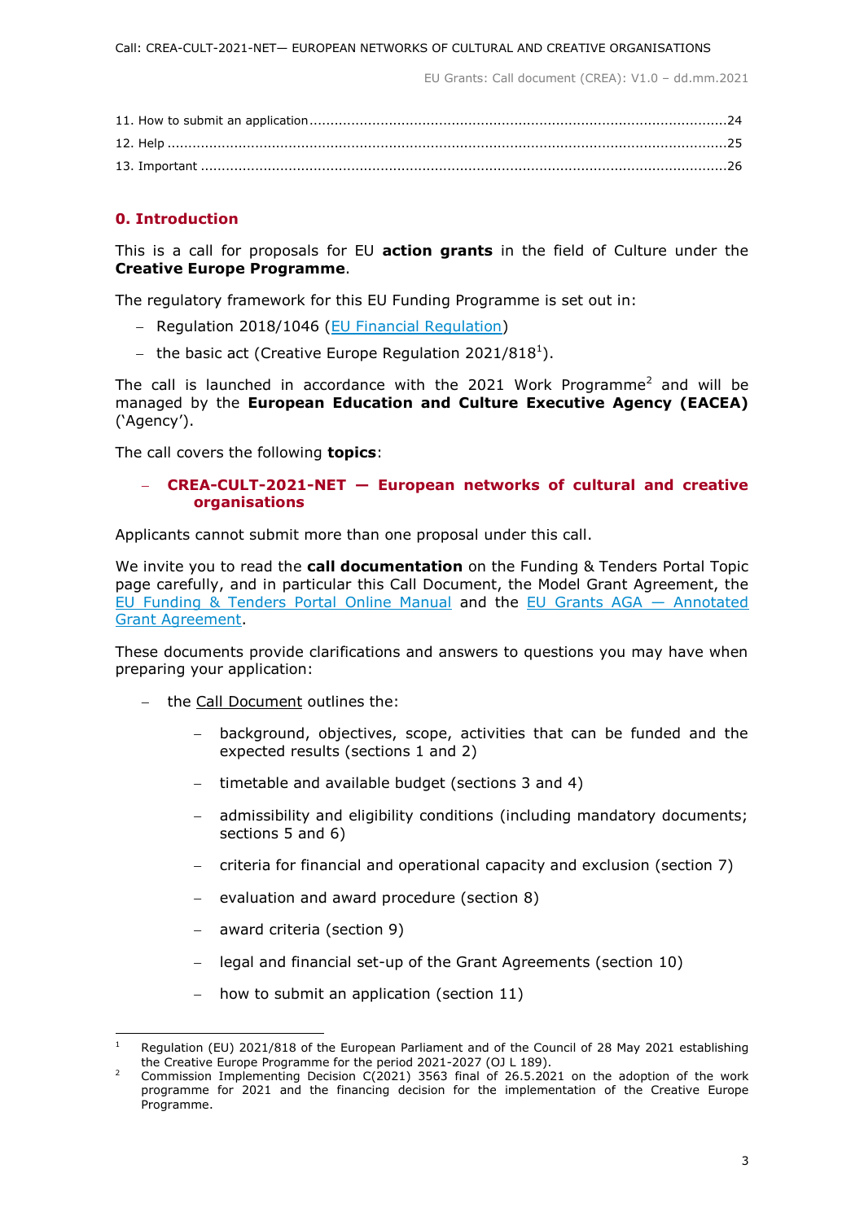11. How to submit an application ........................................................................................24
12. Help ..............................................................................................................................25
13. Important .......................................................................................................................26

## 0. Introduction

This is a call for proposals for EU **action grants** in the field of Culture under the **Creative Europe Programme**.

The regulatory framework for this EU Funding Programme is set out in:

- Regulation 2018/1046 (EU Financial Regulation)
- the basic act (Creative Europe Regulation 2021/818[1]).

The call is launched in accordance with the 2021 Work Programme[2] and will be managed by the **European Education and Culture Executive Agency (EACEA)** ('Agency').

The call covers the following **topics**:

- **CREA-CULT-2021-NET — European networks of cultural and creative organisations**

Applicants cannot submit more than one proposal under this call.

We invite you to read the **call documentation** on the Funding & Tenders Portal Topic page carefully, and in particular this Call Document, the Model Grant Agreement, the EU Funding & Tenders Portal Online Manual and the EU Grants AGA — Annotated Grant Agreement.

These documents provide clarifications and answers to questions you may have when preparing your application:

- the Call Document outlines the:
  - background, objectives, scope, activities that can be funded and the expected results (sections 1 and 2)
  - timetable and available budget (sections 3 and 4)
  - admissibility and eligibility conditions (including mandatory documents; sections 5 and 6)
  - criteria for financial and operational capacity and exclusion (section 7)
  - evaluation and award procedure (section 8)
  - award criteria (section 9)
  - legal and financial set-up of the Grant Agreements (section 10)
  - how to submit an application (section 11)

[1] Regulation (EU) 2021/818 of the European Parliament and of the Council of 28 May 2021 establishing the Creative Europe Programme for the period 2021-2027 (OJ L 189).

[2] Commission Implementing Decision C(2021) 3563 final of 26.5.2021 on the adoption of the work programme for 2021 and the financing decision for the implementation of the Creative Europe Programme.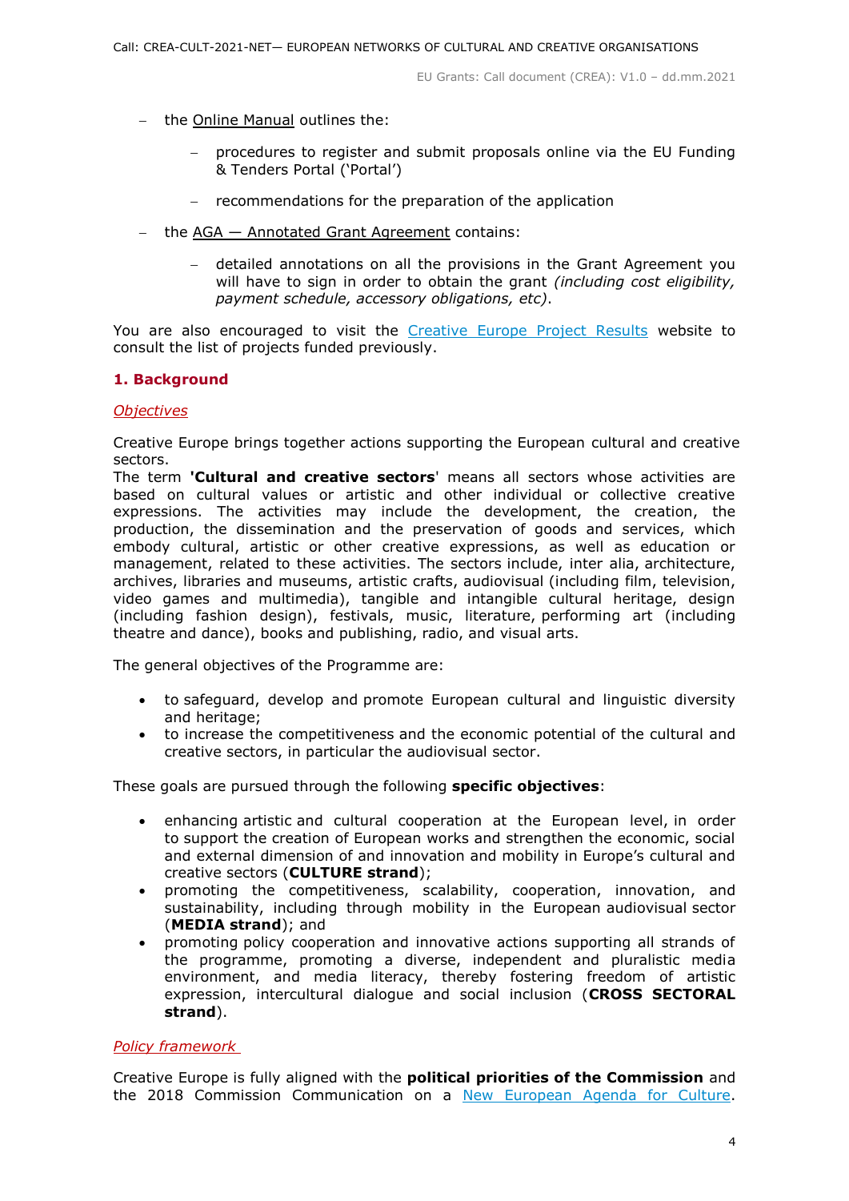- the Online Manual outlines the:
  - procedures to register and submit proposals online via the EU Funding & Tenders Portal ('Portal')
  - recommendations for the preparation of the application
- the AGA — Annotated Grant Agreement contains:
  - detailed annotations on all the provisions in the Grant Agreement you will have to sign in order to obtain the grant *(including cost eligibility, payment schedule, accessory obligations, etc)*.

You are also encouraged to visit the Creative Europe Project Results website to consult the list of projects funded previously.

## 1. Background

### *Objectives*

Creative Europe brings together actions supporting the European cultural and creative sectors.
The term **'Cultural and creative sectors**' means all sectors whose activities are based on cultural values or artistic and other individual or collective creative expressions. The activities may include the development, the creation, the production, the dissemination and the preservation of goods and services, which embody cultural, artistic or other creative expressions, as well as education or management, related to these activities. The sectors include, inter alia, architecture, archives, libraries and museums, artistic crafts, audiovisual (including film, television, video games and multimedia), tangible and intangible cultural heritage, design (including fashion design), festivals, music, literature, performing art (including theatre and dance), books and publishing, radio, and visual arts.

The general objectives of the Programme are:

- to safeguard, develop and promote European cultural and linguistic diversity and heritage;
- to increase the competitiveness and the economic potential of the cultural and creative sectors, in particular the audiovisual sector.

These goals are pursued through the following **specific objectives**:

- enhancing artistic and cultural cooperation at the European level, in order to support the creation of European works and strengthen the economic, social and external dimension of and innovation and mobility in Europe's cultural and creative sectors (**CULTURE strand**);
- promoting the competitiveness, scalability, cooperation, innovation, and sustainability, including through mobility in the European audiovisual sector (**MEDIA strand**); and
- promoting policy cooperation and innovative actions supporting all strands of the programme, promoting a diverse, independent and pluralistic media environment, and media literacy, thereby fostering freedom of artistic expression, intercultural dialogue and social inclusion (**CROSS SECTORAL strand**).

### *Policy framework*

Creative Europe is fully aligned with the **political priorities of the Commission** and the 2018 Commission Communication on a New European Agenda for Culture.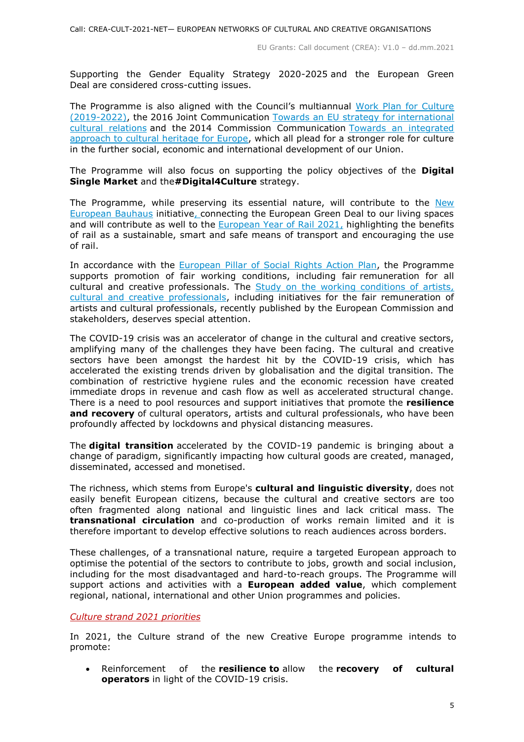Supporting the Gender Equality Strategy 2020-2025 and the European Green Deal are considered cross-cutting issues.

The Programme is also aligned with the Council's multiannual Work Plan for Culture (2019-2022), the 2016 Joint Communication Towards an EU strategy for international cultural relations and the 2014 Commission Communication Towards an integrated approach to cultural heritage for Europe, which all plead for a stronger role for culture in the further social, economic and international development of our Union.

The Programme will also focus on supporting the policy objectives of the **Digital Single Market** and the**#Digital4Culture** strategy.

The Programme, while preserving its essential nature, will contribute to the New European Bauhaus initiative, connecting the European Green Deal to our living spaces and will contribute as well to the European Year of Rail 2021, highlighting the benefits of rail as a sustainable, smart and safe means of transport and encouraging the use of rail.

In accordance with the European Pillar of Social Rights Action Plan, the Programme supports promotion of fair working conditions, including fair remuneration for all cultural and creative professionals. The Study on the working conditions of artists, cultural and creative professionals, including initiatives for the fair remuneration of artists and cultural professionals, recently published by the European Commission and stakeholders, deserves special attention.

The COVID-19 crisis was an accelerator of change in the cultural and creative sectors, amplifying many of the challenges they have been facing. The cultural and creative sectors have been amongst the hardest hit by the COVID-19 crisis, which has accelerated the existing trends driven by globalisation and the digital transition. The combination of restrictive hygiene rules and the economic recession have created immediate drops in revenue and cash flow as well as accelerated structural change. There is a need to pool resources and support initiatives that promote the **resilience and recovery** of cultural operators, artists and cultural professionals, who have been profoundly affected by lockdowns and physical distancing measures.

The **digital transition** accelerated by the COVID-19 pandemic is bringing about a change of paradigm, significantly impacting how cultural goods are created, managed, disseminated, accessed and monetised.

The richness, which stems from Europe's **cultural and linguistic diversity**, does not easily benefit European citizens, because the cultural and creative sectors are too often fragmented along national and linguistic lines and lack critical mass. The **transnational circulation** and co-production of works remain limited and it is therefore important to develop effective solutions to reach audiences across borders.

These challenges, of a transnational nature, require a targeted European approach to optimise the potential of the sectors to contribute to jobs, growth and social inclusion, including for the most disadvantaged and hard-to-reach groups. The Programme will support actions and activities with a **European added value**, which complement regional, national, international and other Union programmes and policies.

*Culture strand 2021 priorities*

In 2021, the Culture strand of the new Creative Europe programme intends to promote:

- Reinforcement of the **resilience to** allow the **recovery of cultural operators** in light of the COVID-19 crisis.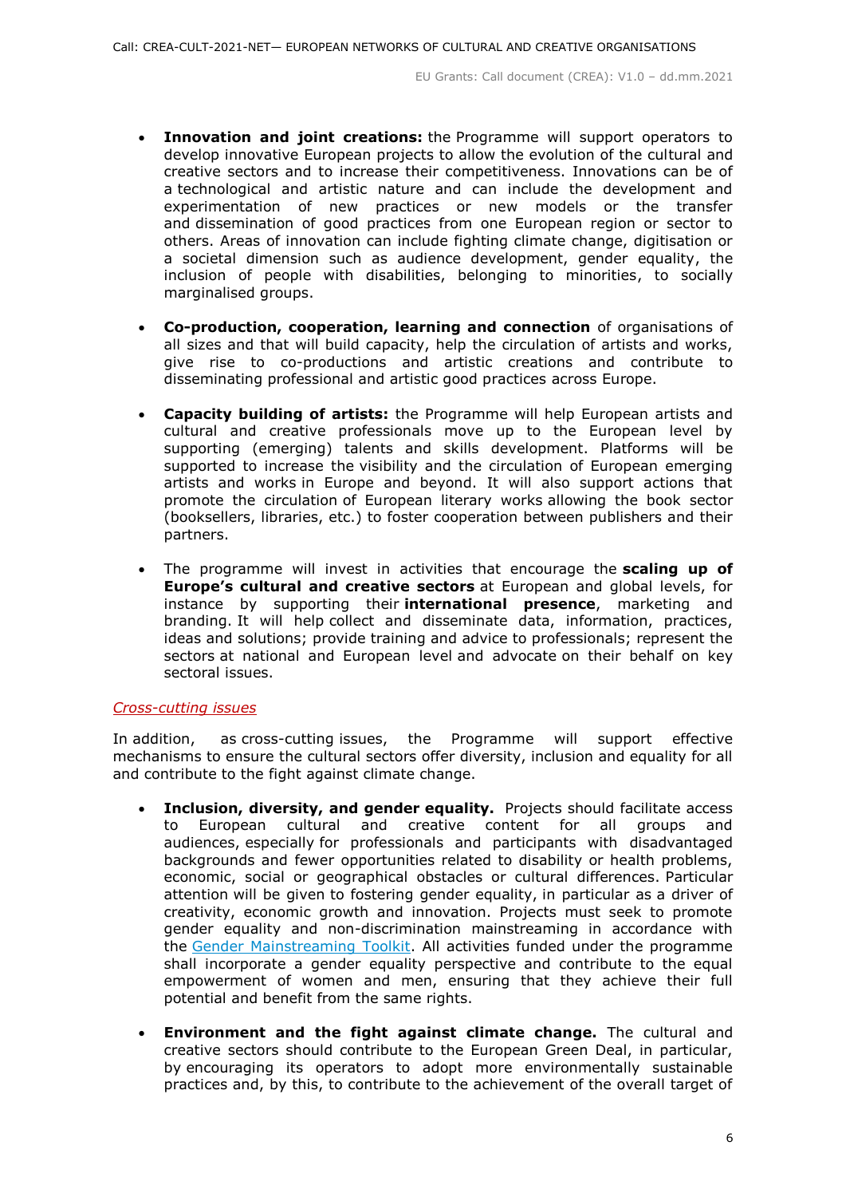- **Innovation and joint creations:** the Programme will support operators to develop innovative European projects to allow the evolution of the cultural and creative sectors and to increase their competitiveness. Innovations can be of a technological and artistic nature and can include the development and experimentation of new practices or new models or the transfer and dissemination of good practices from one European region or sector to others. Areas of innovation can include fighting climate change, digitisation or a societal dimension such as audience development, gender equality, the inclusion of people with disabilities, belonging to minorities, to socially marginalised groups.

- **Co-production, cooperation, learning and connection** of organisations of all sizes and that will build capacity, help the circulation of artists and works, give rise to co-productions and artistic creations and contribute to disseminating professional and artistic good practices across Europe.

- **Capacity building of artists:** the Programme will help European artists and cultural and creative professionals move up to the European level by supporting (emerging) talents and skills development. Platforms will be supported to increase the visibility and the circulation of European emerging artists and works in Europe and beyond. It will also support actions that promote the circulation of European literary works allowing the book sector (booksellers, libraries, etc.) to foster cooperation between publishers and their partners.

- The programme will invest in activities that encourage the **scaling up of Europe's cultural and creative sectors** at European and global levels, for instance by supporting their **international presence**, marketing and branding. It will help collect and disseminate data, information, practices, ideas and solutions; provide training and advice to professionals; represent the sectors at national and European level and advocate on their behalf on key sectoral issues.

*Cross-cutting issues*

In addition, as cross-cutting issues, the Programme will support effective mechanisms to ensure the cultural sectors offer diversity, inclusion and equality for all and contribute to the fight against climate change.

- **Inclusion, diversity, and gender equality.** Projects should facilitate access to European cultural and creative content for all groups and audiences, especially for professionals and participants with disadvantaged backgrounds and fewer opportunities related to disability or health problems, economic, social or geographical obstacles or cultural differences. Particular attention will be given to fostering gender equality, in particular as a driver of creativity, economic growth and innovation. Projects must seek to promote gender equality and non-discrimination mainstreaming in accordance with the [Gender Mainstreaming Toolkit](). All activities funded under the programme shall incorporate a gender equality perspective and contribute to the equal empowerment of women and men, ensuring that they achieve their full potential and benefit from the same rights.

- **Environment and the fight against climate change.** The cultural and creative sectors should contribute to the European Green Deal, in particular, by encouraging its operators to adopt more environmentally sustainable practices and, by this, to contribute to the achievement of the overall target of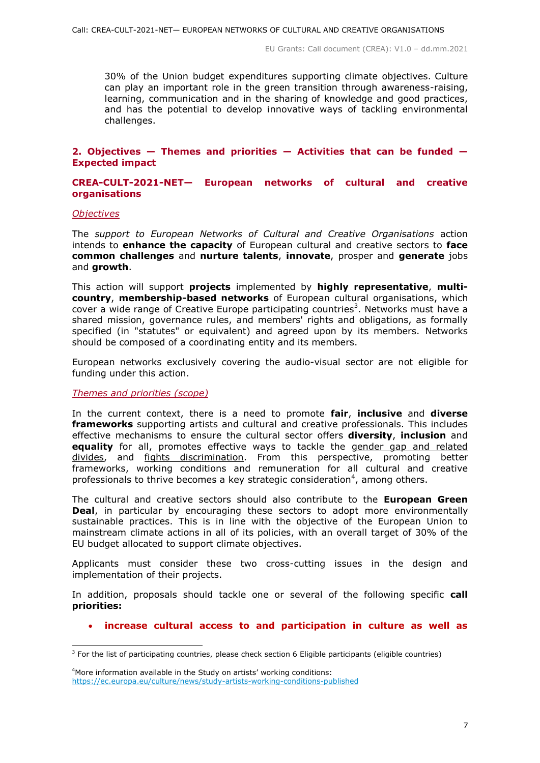30% of the Union budget expenditures supporting climate objectives. Culture can play an important role in the green transition through awareness-raising, learning, communication and in the sharing of knowledge and good practices, and has the potential to develop innovative ways of tackling environmental challenges.

## 2. Objectives — Themes and priorities — Activities that can be funded — Expected impact

### CREA-CULT-2021-NET— European networks of cultural and creative organisations

*Objectives*

The *support to European Networks of Cultural and Creative Organisations* action intends to **enhance the capacity** of European cultural and creative sectors to **face common challenges** and **nurture talents**, **innovate**, prosper and **generate** jobs and **growth**.

This action will support **projects** implemented by **highly representative**, **multi-country**, **membership-based networks** of European cultural organisations, which cover a wide range of Creative Europe participating countries[3]. Networks must have a shared mission, governance rules, and members' rights and obligations, as formally specified (in "statutes" or equivalent) and agreed upon by its members. Networks should be composed of a coordinating entity and its members.

European networks exclusively covering the audio-visual sector are not eligible for funding under this action.

*Themes and priorities (scope)*

In the current context, there is a need to promote **fair**, **inclusive** and **diverse frameworks** supporting artists and cultural and creative professionals. This includes effective mechanisms to ensure the cultural sector offers **diversity**, **inclusion** and **equality** for all, promotes effective ways to tackle the gender gap and related divides, and fights discrimination. From this perspective, promoting better frameworks, working conditions and remuneration for all cultural and creative professionals to thrive becomes a key strategic consideration[4], among others.

The cultural and creative sectors should also contribute to the **European Green Deal**, in particular by encouraging these sectors to adopt more environmentally sustainable practices. This is in line with the objective of the European Union to mainstream climate actions in all of its policies, with an overall target of 30% of the EU budget allocated to support climate objectives.

Applicants must consider these two cross-cutting issues in the design and implementation of their projects.

In addition, proposals should tackle one or several of the following specific **call priorities:**

- **increase cultural access to and participation in culture as well as**

---

[3] For the list of participating countries, please check section 6 Eligible participants (eligible countries)

[4] More information available in the Study on artists' working conditions: https://ec.europa.eu/culture/news/study-artists-working-conditions-published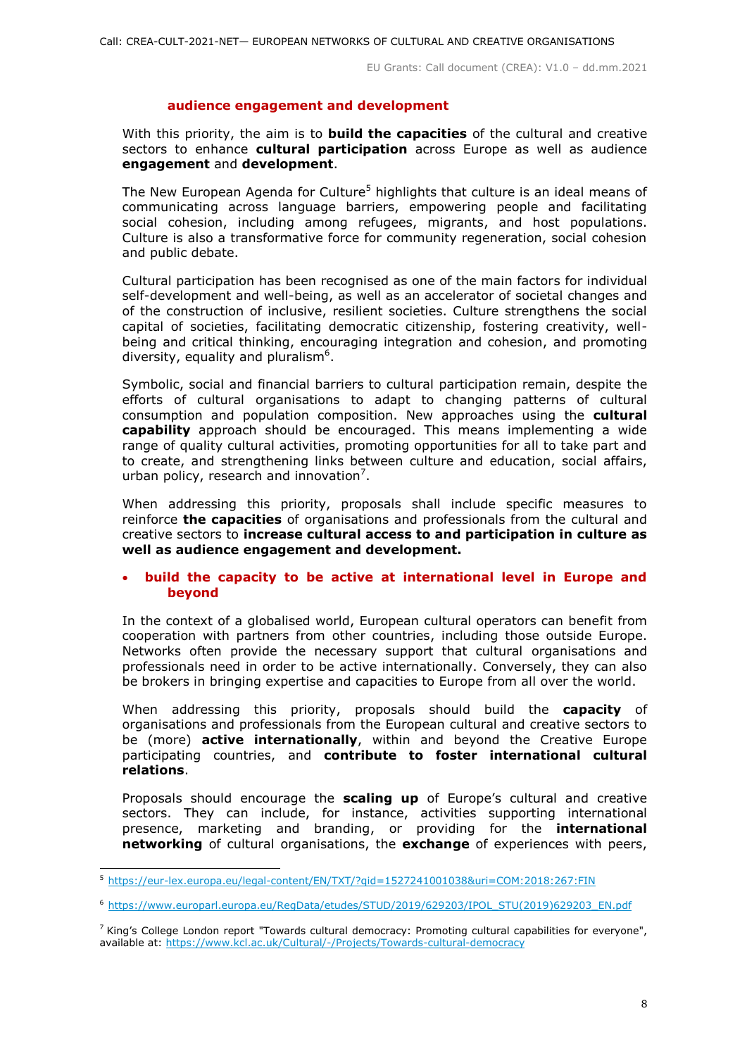**audience engagement and development**

With this priority, the aim is to **build the capacities** of the cultural and creative sectors to enhance **cultural participation** across Europe as well as audience **engagement** and **development**.

The New European Agenda for Culture[5] highlights that culture is an ideal means of communicating across language barriers, empowering people and facilitating social cohesion, including among refugees, migrants, and host populations. Culture is also a transformative force for community regeneration, social cohesion and public debate.

Cultural participation has been recognised as one of the main factors for individual self-development and well-being, as well as an accelerator of societal changes and of the construction of inclusive, resilient societies. Culture strengthens the social capital of societies, facilitating democratic citizenship, fostering creativity, well-being and critical thinking, encouraging integration and cohesion, and promoting diversity, equality and pluralism[6].

Symbolic, social and financial barriers to cultural participation remain, despite the efforts of cultural organisations to adapt to changing patterns of cultural consumption and population composition. New approaches using the **cultural capability** approach should be encouraged. This means implementing a wide range of quality cultural activities, promoting opportunities for all to take part and to create, and strengthening links between culture and education, social affairs, urban policy, research and innovation[7].

When addressing this priority, proposals shall include specific measures to reinforce **the capacities** of organisations and professionals from the cultural and creative sectors to **increase cultural access to and participation in culture as well as audience engagement and development.**

- **build the capacity to be active at international level in Europe and beyond**

In the context of a globalised world, European cultural operators can benefit from cooperation with partners from other countries, including those outside Europe. Networks often provide the necessary support that cultural organisations and professionals need in order to be active internationally. Conversely, they can also be brokers in bringing expertise and capacities to Europe from all over the world.

When addressing this priority, proposals should build the **capacity** of organisations and professionals from the European cultural and creative sectors to be (more) **active internationally**, within and beyond the Creative Europe participating countries, and **contribute to foster international cultural relations**.

Proposals should encourage the **scaling up** of Europe's cultural and creative sectors. They can include, for instance, activities supporting international presence, marketing and branding, or providing for the **international networking** of cultural organisations, the **exchange** of experiences with peers,

[5] https://eur-lex.europa.eu/legal-content/EN/TXT/?qid=1527241001038&uri=COM:2018:267:FIN

[6] https://www.europarl.europa.eu/RegData/etudes/STUD/2019/629203/IPOL_STU(2019)629203_EN.pdf

[7] King's College London report "Towards cultural democracy: Promoting cultural capabilities for everyone", available at: https://www.kcl.ac.uk/Cultural/-/Projects/Towards-cultural-democracy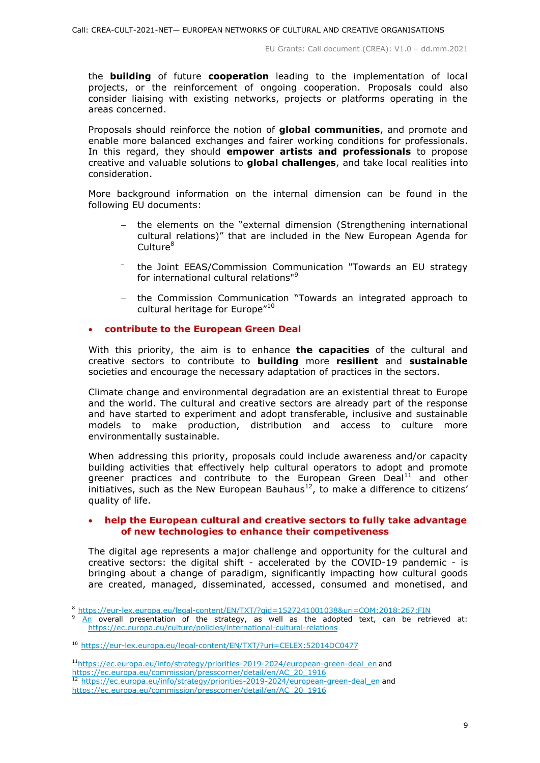the **building** of future **cooperation** leading to the implementation of local projects, or the reinforcement of ongoing cooperation. Proposals could also consider liaising with existing networks, projects or platforms operating in the areas concerned.

Proposals should reinforce the notion of **global communities**, and promote and enable more balanced exchanges and fairer working conditions for professionals. In this regard, they should **empower artists and professionals** to propose creative and valuable solutions to **global challenges**, and take local realities into consideration.

More background information on the internal dimension can be found in the following EU documents:

- the elements on the "external dimension (Strengthening international cultural relations)" that are included in the New European Agenda for Culture[8]
- the Joint EEAS/Commission Communication "Towards an EU strategy for international cultural relations"[9]
- the Commission Communication "Towards an integrated approach to cultural heritage for Europe"[10]

- **contribute to the European Green Deal**

With this priority, the aim is to enhance **the capacities** of the cultural and creative sectors to contribute to **building** more **resilient** and **sustainable** societies and encourage the necessary adaptation of practices in the sectors.

Climate change and environmental degradation are an existential threat to Europe and the world. The cultural and creative sectors are already part of the response and have started to experiment and adopt transferable, inclusive and sustainable models to make production, distribution and access to culture more environmentally sustainable.

When addressing this priority, proposals could include awareness and/or capacity building activities that effectively help cultural operators to adopt and promote greener practices and contribute to the European Green Deal[11] and other initiatives, such as the New European Bauhaus[12], to make a difference to citizens' quality of life.

- **help the European cultural and creative sectors to fully take advantage of new technologies to enhance their competiveness**

The digital age represents a major challenge and opportunity for the cultural and creative sectors: the digital shift - accelerated by the COVID-19 pandemic - is bringing about a change of paradigm, significantly impacting how cultural goods are created, managed, disseminated, accessed, consumed and monetised, and

---

[8] https://eur-lex.europa.eu/legal-content/EN/TXT/?qid=1527241001038&uri=COM:2018:267:FIN

[9] An overall presentation of the strategy, as well as the adopted text, can be retrieved at: https://ec.europa.eu/culture/policies/international-cultural-relations

[10] https://eur-lex.europa.eu/legal-content/EN/TXT/?uri=CELEX:52014DC0477

[11] https://ec.europa.eu/info/strategy/priorities-2019-2024/european-green-deal_en and https://ec.europa.eu/commission/presscorner/detail/en/AC_20_1916

[12] https://ec.europa.eu/info/strategy/priorities-2019-2024/european-green-deal_en and https://ec.europa.eu/commission/presscorner/detail/en/AC_20_1916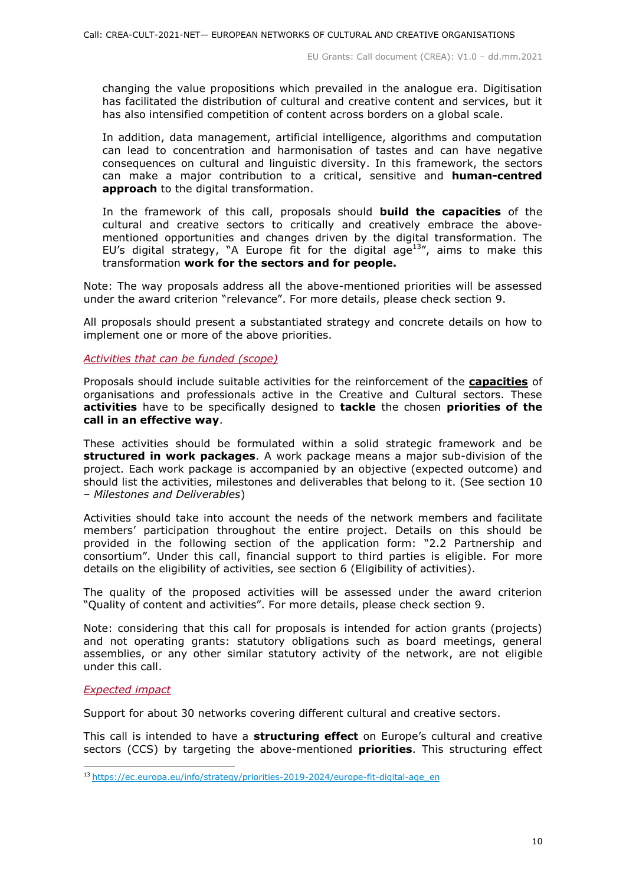changing the value propositions which prevailed in the analogue era. Digitisation has facilitated the distribution of cultural and creative content and services, but it has also intensified competition of content across borders on a global scale.

In addition, data management, artificial intelligence, algorithms and computation can lead to concentration and harmonisation of tastes and can have negative consequences on cultural and linguistic diversity. In this framework, the sectors can make a major contribution to a critical, sensitive and **human-centred approach** to the digital transformation.

In the framework of this call, proposals should **build the capacities** of the cultural and creative sectors to critically and creatively embrace the above-mentioned opportunities and changes driven by the digital transformation. The EU's digital strategy, "A Europe fit for the digital age[13]", aims to make this transformation **work for the sectors and for people.**

Note: The way proposals address all the above-mentioned priorities will be assessed under the award criterion "relevance". For more details, please check section 9.

All proposals should present a substantiated strategy and concrete details on how to implement one or more of the above priorities.

*Activities that can be funded (scope)*

Proposals should include suitable activities for the reinforcement of the **capacities** of organisations and professionals active in the Creative and Cultural sectors. These **activities** have to be specifically designed to **tackle** the chosen **priorities of the call in an effective way**.

These activities should be formulated within a solid strategic framework and be **structured in work packages**. A work package means a major sub-division of the project. Each work package is accompanied by an objective (expected outcome) and should list the activities, milestones and deliverables that belong to it. (See section 10 – *Milestones and Deliverables*)

Activities should take into account the needs of the network members and facilitate members' participation throughout the entire project. Details on this should be provided in the following section of the application form: "2.2 Partnership and consortium". Under this call, financial support to third parties is eligible. For more details on the eligibility of activities, see section 6 (Eligibility of activities).

The quality of the proposed activities will be assessed under the award criterion "Quality of content and activities". For more details, please check section 9.

Note: considering that this call for proposals is intended for action grants (projects) and not operating grants: statutory obligations such as board meetings, general assemblies, or any other similar statutory activity of the network, are not eligible under this call.

*Expected impact*

Support for about 30 networks covering different cultural and creative sectors.

This call is intended to have a **structuring effect** on Europe's cultural and creative sectors (CCS) by targeting the above-mentioned **priorities**. This structuring effect

[13] https://ec.europa.eu/info/strategy/priorities-2019-2024/europe-fit-digital-age_en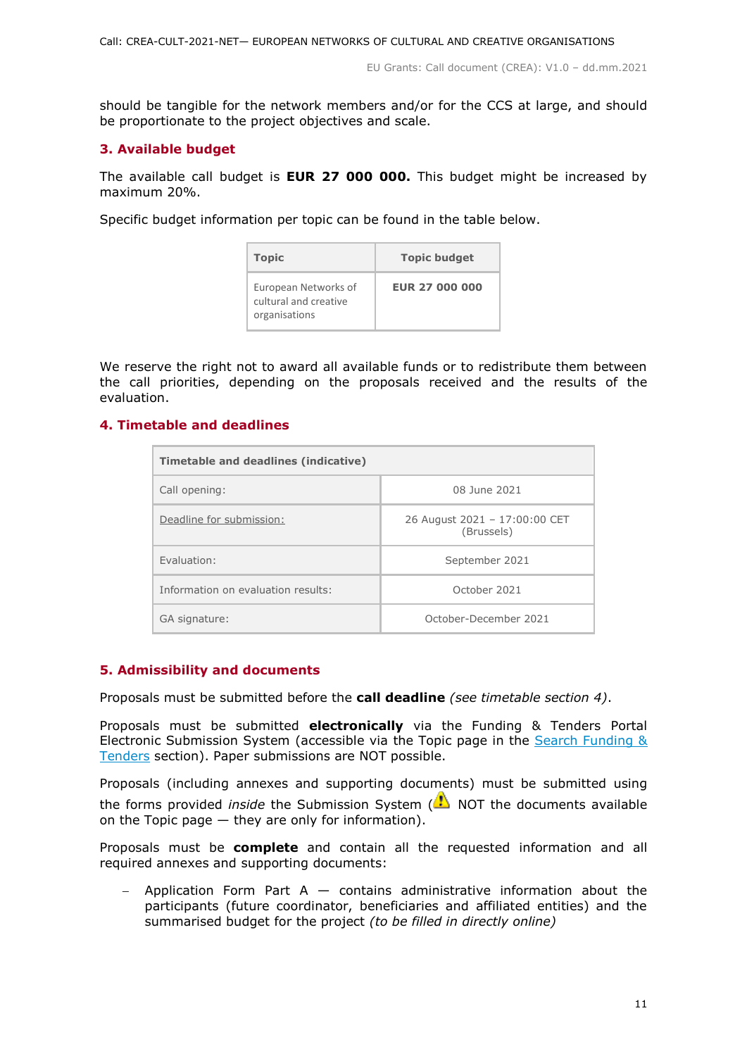should be tangible for the network members and/or for the CCS at large, and should be proportionate to the project objectives and scale.

## 3. Available budget

The available call budget is **EUR 27 000 000.** This budget might be increased by maximum 20%.

Specific budget information per topic can be found in the table below.

| Topic | Topic budget |
|---|---|
| European Networks of cultural and creative organisations | **EUR 27 000 000** |

We reserve the right not to award all available funds or to redistribute them between the call priorities, depending on the proposals received and the results of the evaluation.

## 4. Timetable and deadlines

| Timetable and deadlines (indicative) | |
|---|---|
| Call opening: | 08 June 2021 |
| Deadline for submission: | 26 August 2021 – 17:00:00 CET (Brussels) |
| Evaluation: | September 2021 |
| Information on evaluation results: | October 2021 |
| GA signature: | October-December 2021 |

## 5. Admissibility and documents

Proposals must be submitted before the **call deadline** *(see timetable section 4)*.

Proposals must be submitted **electronically** via the Funding & Tenders Portal Electronic Submission System (accessible via the Topic page in the Search Funding & Tenders section). Paper submissions are NOT possible.

Proposals (including annexes and supporting documents) must be submitted using the forms provided *inside* the Submission System (⚠ NOT the documents available on the Topic page — they are only for information).

Proposals must be **complete** and contain all the requested information and all required annexes and supporting documents:

- Application Form Part A — contains administrative information about the participants (future coordinator, beneficiaries and affiliated entities) and the summarised budget for the project *(to be filled in directly online)*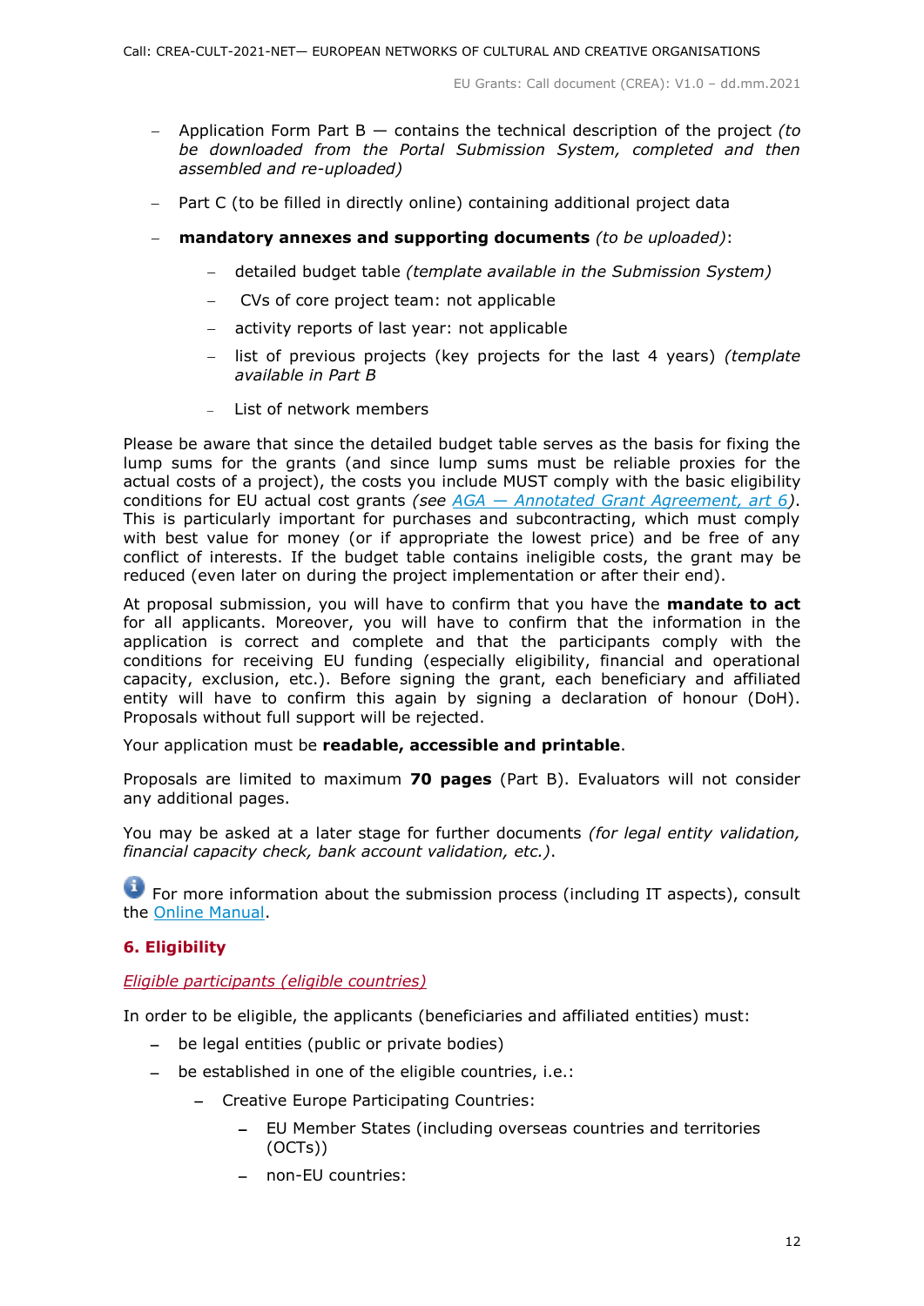- Application Form Part B — contains the technical description of the project *(to be downloaded from the Portal Submission System, completed and then assembled and re-uploaded)*
- Part C (to be filled in directly online) containing additional project data
- **mandatory annexes and supporting documents** *(to be uploaded)*:
  - detailed budget table *(template available in the Submission System)*
  - CVs of core project team: not applicable
  - activity reports of last year: not applicable
  - list of previous projects (key projects for the last 4 years) *(template available in Part B*
  - List of network members

Please be aware that since the detailed budget table serves as the basis for fixing the lump sums for the grants (and since lump sums must be reliable proxies for the actual costs of a project), the costs you include MUST comply with the basic eligibility conditions for EU actual cost grants *(see [AGA — Annotated Grant Agreement, art 6](#))*. This is particularly important for purchases and subcontracting, which must comply with best value for money (or if appropriate the lowest price) and be free of any conflict of interests. If the budget table contains ineligible costs, the grant may be reduced (even later on during the project implementation or after their end).

At proposal submission, you will have to confirm that you have the **mandate to act** for all applicants. Moreover, you will have to confirm that the information in the application is correct and complete and that the participants comply with the conditions for receiving EU funding (especially eligibility, financial and operational capacity, exclusion, etc.). Before signing the grant, each beneficiary and affiliated entity will have to confirm this again by signing a declaration of honour (DoH). Proposals without full support will be rejected.

Your application must be **readable, accessible and printable**.

Proposals are limited to maximum **70 pages** (Part B). Evaluators will not consider any additional pages.

You may be asked at a later stage for further documents *(for legal entity validation, financial capacity check, bank account validation, etc.)*.

For more information about the submission process (including IT aspects), consult the [Online Manual](#).

## 6. Eligibility

*Eligible participants (eligible countries)*

In order to be eligible, the applicants (beneficiaries and affiliated entities) must:

- be legal entities (public or private bodies)
- be established in one of the eligible countries, i.e.:
  - Creative Europe Participating Countries:
    - EU Member States (including overseas countries and territories (OCTs))
    - non-EU countries: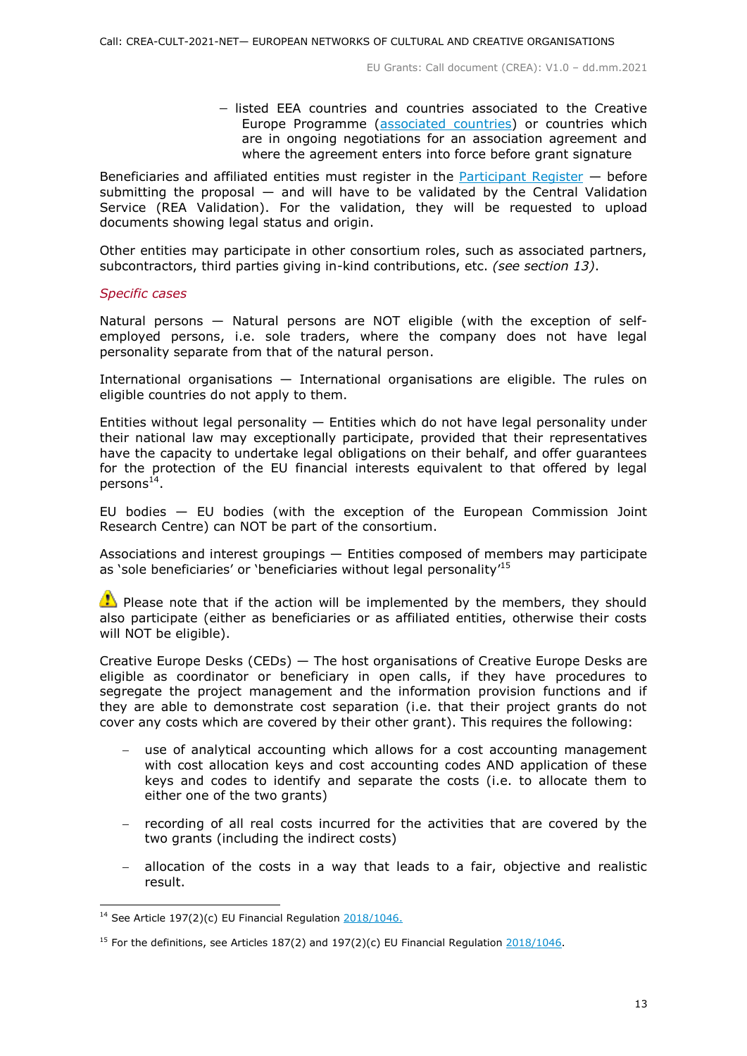- listed EEA countries and countries associated to the Creative Europe Programme ([associated countries](#)) or countries which are in ongoing negotiations for an association agreement and where the agreement enters into force before grant signature

Beneficiaries and affiliated entities must register in the [Participant Register](#) — before submitting the proposal — and will have to be validated by the Central Validation Service (REA Validation). For the validation, they will be requested to upload documents showing legal status and origin.

Other entities may participate in other consortium roles, such as associated partners, subcontractors, third parties giving in-kind contributions, etc. *(see section 13)*.

*Specific cases*

Natural persons — Natural persons are NOT eligible (with the exception of self-employed persons, i.e. sole traders, where the company does not have legal personality separate from that of the natural person.

International organisations — International organisations are eligible. The rules on eligible countries do not apply to them.

Entities without legal personality — Entities which do not have legal personality under their national law may exceptionally participate, provided that their representatives have the capacity to undertake legal obligations on their behalf, and offer guarantees for the protection of the EU financial interests equivalent to that offered by legal persons[14].

EU bodies — EU bodies (with the exception of the European Commission Joint Research Centre) can NOT be part of the consortium.

Associations and interest groupings — Entities composed of members may participate as 'sole beneficiaries' or 'beneficiaries without legal personality'[15]

⚠️ Please note that if the action will be implemented by the members, they should also participate (either as beneficiaries or as affiliated entities, otherwise their costs will NOT be eligible).

Creative Europe Desks (CEDs) — The host organisations of Creative Europe Desks are eligible as coordinator or beneficiary in open calls, if they have procedures to segregate the project management and the information provision functions and if they are able to demonstrate cost separation (i.e. that their project grants do not cover any costs which are covered by their other grant). This requires the following:

- use of analytical accounting which allows for a cost accounting management with cost allocation keys and cost accounting codes AND application of these keys and codes to identify and separate the costs (i.e. to allocate them to either one of the two grants)
- recording of all real costs incurred for the activities that are covered by the two grants (including the indirect costs)
- allocation of the costs in a way that leads to a fair, objective and realistic result.

---

[14] See Article 197(2)(c) EU Financial Regulation [2018/1046.](#)

[15] For the definitions, see Articles 187(2) and 197(2)(c) EU Financial Regulation [2018/1046](#).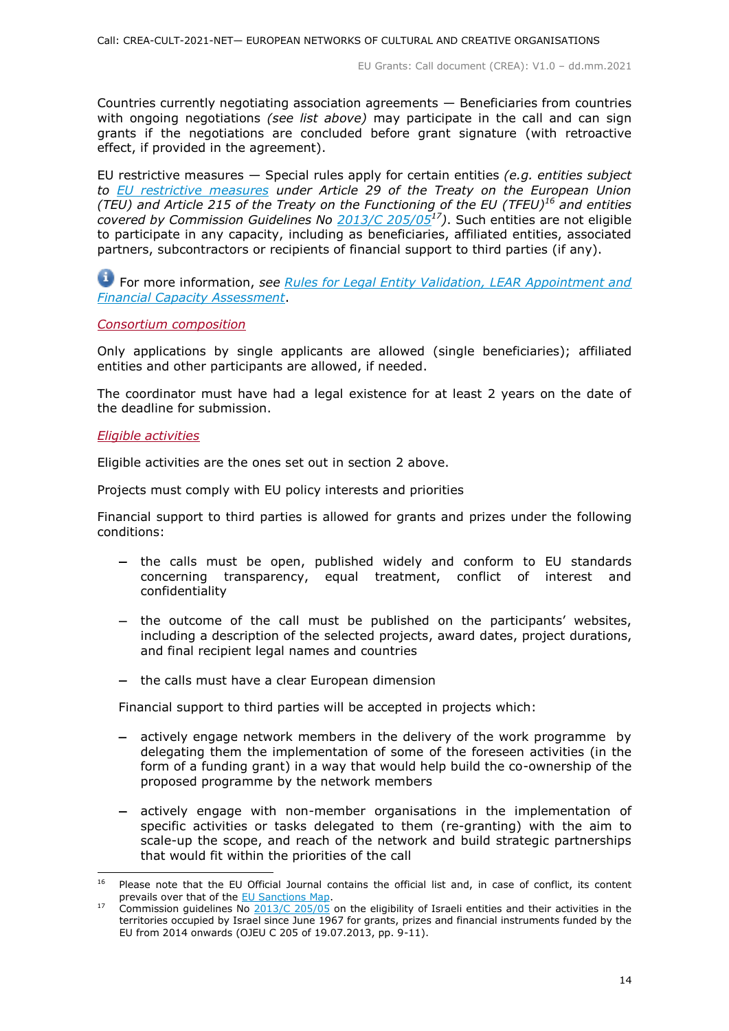Countries currently negotiating association agreements — Beneficiaries from countries with ongoing negotiations *(see list above)* may participate in the call and can sign grants if the negotiations are concluded before grant signature (with retroactive effect, if provided in the agreement).

EU restrictive measures — Special rules apply for certain entities *(e.g. entities subject to [EU restrictive measures](#) under Article 29 of the Treaty on the European Union (TEU) and Article 215 of the Treaty on the Functioning of the EU (TFEU)*[16] *and entities covered by Commission Guidelines No [2013/C 205/05](#)*[17]*)*. Such entities are not eligible to participate in any capacity, including as beneficiaries, affiliated entities, associated partners, subcontractors or recipients of financial support to third parties (if any).

For more information, *see* [Rules for Legal Entity Validation, LEAR Appointment and Financial Capacity Assessment](#).

*Consortium composition*

Only applications by single applicants are allowed (single beneficiaries); affiliated entities and other participants are allowed, if needed.

The coordinator must have had a legal existence for at least 2 years on the date of the deadline for submission.

*Eligible activities*

Eligible activities are the ones set out in section 2 above.

Projects must comply with EU policy interests and priorities

Financial support to third parties is allowed for grants and prizes under the following conditions:

- the calls must be open, published widely and conform to EU standards concerning transparency, equal treatment, conflict of interest and confidentiality
- the outcome of the call must be published on the participants' websites, including a description of the selected projects, award dates, project durations, and final recipient legal names and countries
- the calls must have a clear European dimension

Financial support to third parties will be accepted in projects which:

- actively engage network members in the delivery of the work programme by delegating them the implementation of some of the foreseen activities (in the form of a funding grant) in a way that would help build the co-ownership of the proposed programme by the network members
- actively engage with non-member organisations in the implementation of specific activities or tasks delegated to them (re-granting) with the aim to scale-up the scope, and reach of the network and build strategic partnerships that would fit within the priorities of the call

---

[16] Please note that the EU Official Journal contains the official list and, in case of conflict, its content prevails over that of the [EU Sanctions Map](#).

[17] Commission guidelines No [2013/C 205/05](#) on the eligibility of Israeli entities and their activities in the territories occupied by Israel since June 1967 for grants, prizes and financial instruments funded by the EU from 2014 onwards (OJEU C 205 of 19.07.2013, pp. 9-11).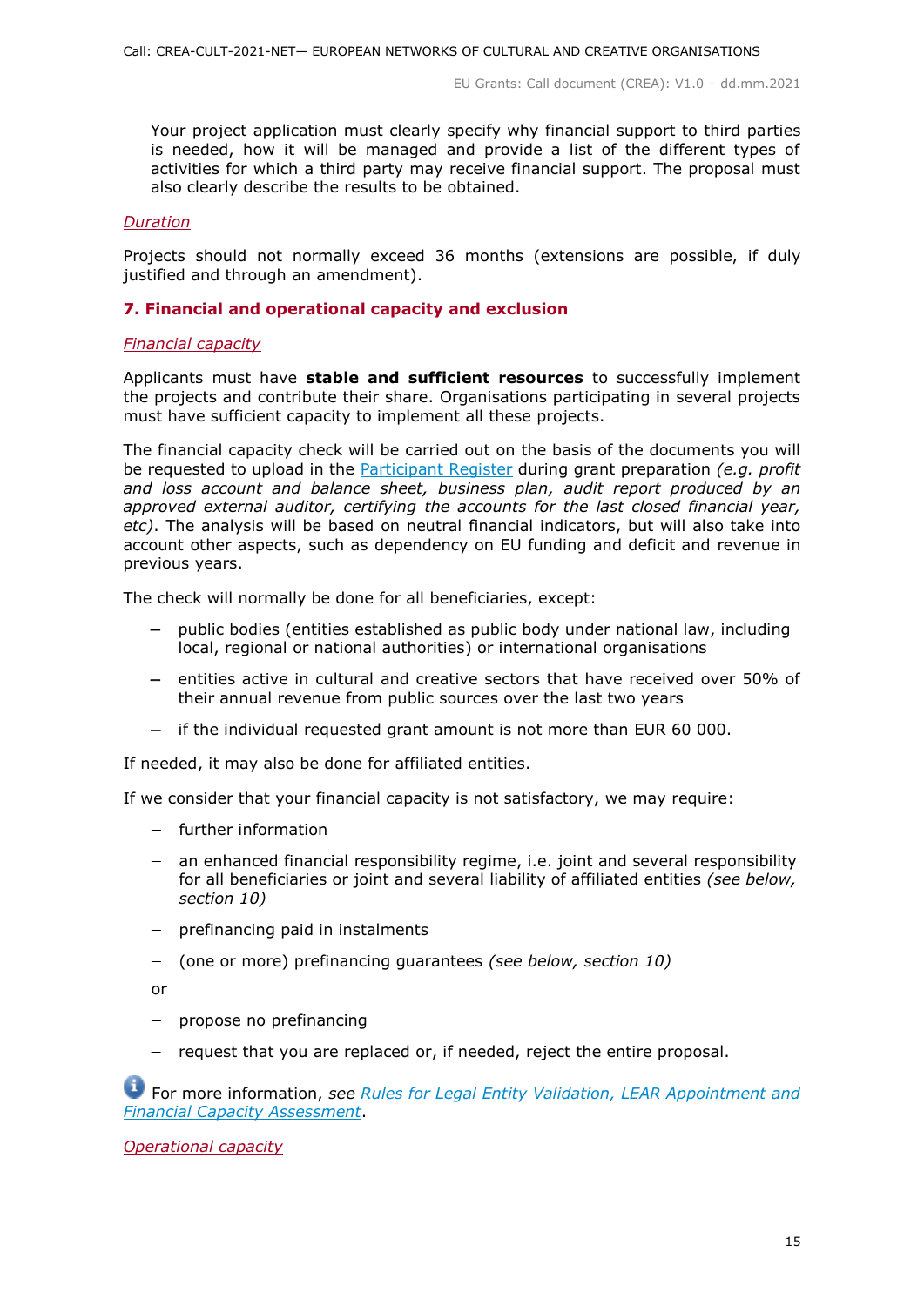Your project application must clearly specify why financial support to third parties is needed, how it will be managed and provide a list of the different types of activities for which a third party may receive financial support. The proposal must also clearly describe the results to be obtained.

*Duration*

Projects should not normally exceed 36 months (extensions are possible, if duly justified and through an amendment).

## 7. Financial and operational capacity and exclusion

*Financial capacity*

Applicants must have **stable and sufficient resources** to successfully implement the projects and contribute their share. Organisations participating in several projects must have sufficient capacity to implement all these projects.

The financial capacity check will be carried out on the basis of the documents you will be requested to upload in the Participant Register during grant preparation *(e.g. profit and loss account and balance sheet, business plan, audit report produced by an approved external auditor, certifying the accounts for the last closed financial year, etc)*. The analysis will be based on neutral financial indicators, but will also take into account other aspects, such as dependency on EU funding and deficit and revenue in previous years.

The check will normally be done for all beneficiaries, except:

- public bodies (entities established as public body under national law, including local, regional or national authorities) or international organisations
- entities active in cultural and creative sectors that have received over 50% of their annual revenue from public sources over the last two years
- if the individual requested grant amount is not more than EUR 60 000.

If needed, it may also be done for affiliated entities.

If we consider that your financial capacity is not satisfactory, we may require:

- further information
- an enhanced financial responsibility regime, i.e. joint and several responsibility for all beneficiaries or joint and several liability of affiliated entities *(see below, section 10)*
- prefinancing paid in instalments
- (one or more) prefinancing guarantees *(see below, section 10)*

or

- propose no prefinancing
- request that you are replaced or, if needed, reject the entire proposal.

For more information, *see* *Rules for Legal Entity Validation, LEAR Appointment and Financial Capacity Assessment*.

*Operational capacity*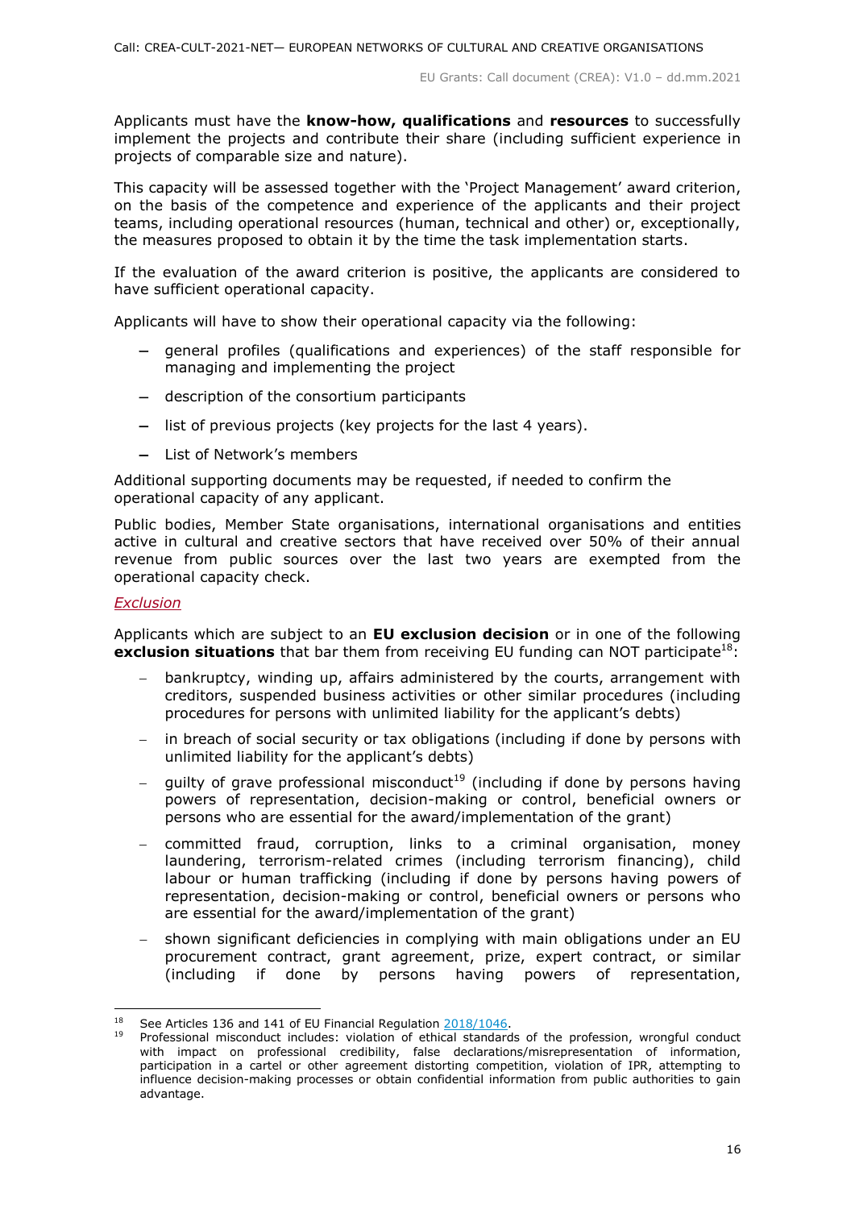Applicants must have the **know-how, qualifications** and **resources** to successfully implement the projects and contribute their share (including sufficient experience in projects of comparable size and nature).

This capacity will be assessed together with the 'Project Management' award criterion, on the basis of the competence and experience of the applicants and their project teams, including operational resources (human, technical and other) or, exceptionally, the measures proposed to obtain it by the time the task implementation starts.

If the evaluation of the award criterion is positive, the applicants are considered to have sufficient operational capacity.

Applicants will have to show their operational capacity via the following:

- general profiles (qualifications and experiences) of the staff responsible for managing and implementing the project
- description of the consortium participants
- list of previous projects (key projects for the last 4 years).
- List of Network's members

Additional supporting documents may be requested, if needed to confirm the operational capacity of any applicant.

Public bodies, Member State organisations, international organisations and entities active in cultural and creative sectors that have received over 50% of their annual revenue from public sources over the last two years are exempted from the operational capacity check.

*Exclusion*

Applicants which are subject to an **EU exclusion decision** or in one of the following **exclusion situations** that bar them from receiving EU funding can NOT participate[18]:

- bankruptcy, winding up, affairs administered by the courts, arrangement with creditors, suspended business activities or other similar procedures (including procedures for persons with unlimited liability for the applicant's debts)
- in breach of social security or tax obligations (including if done by persons with unlimited liability for the applicant's debts)
- guilty of grave professional misconduct[19] (including if done by persons having powers of representation, decision-making or control, beneficial owners or persons who are essential for the award/implementation of the grant)
- committed fraud, corruption, links to a criminal organisation, money laundering, terrorism-related crimes (including terrorism financing), child labour or human trafficking (including if done by persons having powers of representation, decision-making or control, beneficial owners or persons who are essential for the award/implementation of the grant)
- shown significant deficiencies in complying with main obligations under an EU procurement contract, grant agreement, prize, expert contract, or similar (including if done by persons having powers of representation,

---

[18] See Articles 136 and 141 of EU Financial Regulation 2018/1046.

[19] Professional misconduct includes: violation of ethical standards of the profession, wrongful conduct with impact on professional credibility, false declarations/misrepresentation of information, participation in a cartel or other agreement distorting competition, violation of IPR, attempting to influence decision-making processes or obtain confidential information from public authorities to gain advantage.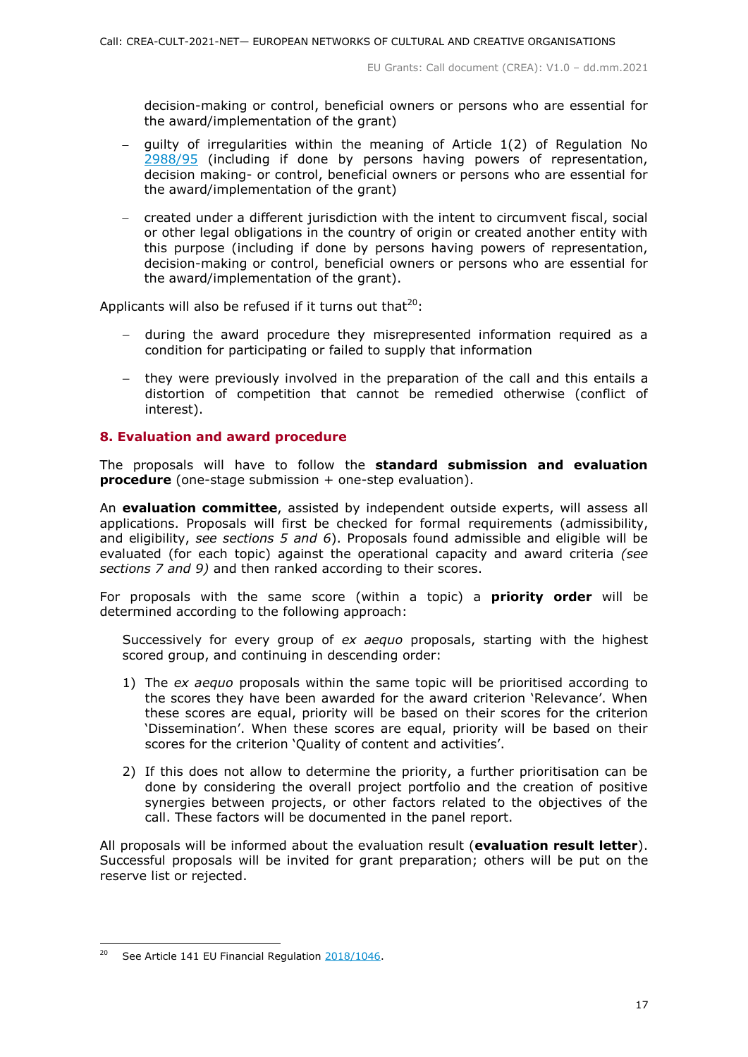decision-making or control, beneficial owners or persons who are essential for the award/implementation of the grant)

- guilty of irregularities within the meaning of Article 1(2) of Regulation No [2988/95](#) (including if done by persons having powers of representation, decision making- or control, beneficial owners or persons who are essential for the award/implementation of the grant)
- created under a different jurisdiction with the intent to circumvent fiscal, social or other legal obligations in the country of origin or created another entity with this purpose (including if done by persons having powers of representation, decision-making or control, beneficial owners or persons who are essential for the award/implementation of the grant).

Applicants will also be refused if it turns out that[20]:

- during the award procedure they misrepresented information required as a condition for participating or failed to supply that information
- they were previously involved in the preparation of the call and this entails a distortion of competition that cannot be remedied otherwise (conflict of interest).

## 8. Evaluation and award procedure

The proposals will have to follow the **standard submission and evaluation procedure** (one-stage submission + one-step evaluation).

An **evaluation committee**, assisted by independent outside experts, will assess all applications. Proposals will first be checked for formal requirements (admissibility, and eligibility, *see sections 5 and 6*). Proposals found admissible and eligible will be evaluated (for each topic) against the operational capacity and award criteria *(see sections 7 and 9)* and then ranked according to their scores.

For proposals with the same score (within a topic) a **priority order** will be determined according to the following approach:

Successively for every group of *ex aequo* proposals, starting with the highest scored group, and continuing in descending order:

1) The *ex aequo* proposals within the same topic will be prioritised according to the scores they have been awarded for the award criterion 'Relevance'. When these scores are equal, priority will be based on their scores for the criterion 'Dissemination'. When these scores are equal, priority will be based on their scores for the criterion 'Quality of content and activities'.
2) If this does not allow to determine the priority, a further prioritisation can be done by considering the overall project portfolio and the creation of positive synergies between projects, or other factors related to the objectives of the call. These factors will be documented in the panel report.

All proposals will be informed about the evaluation result (**evaluation result letter**). Successful proposals will be invited for grant preparation; others will be put on the reserve list or rejected.

[20] See Article 141 EU Financial Regulation [2018/1046](#).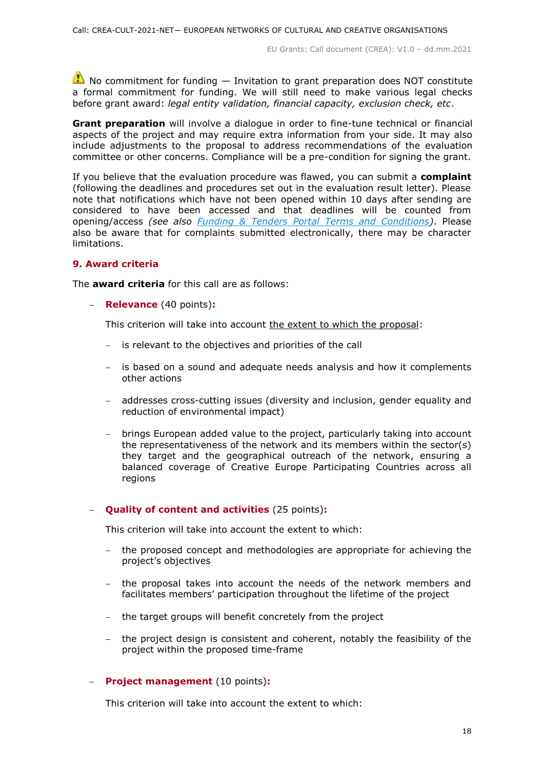⚠ No commitment for funding — Invitation to grant preparation does NOT constitute a formal commitment for funding. We will still need to make various legal checks before grant award: *legal entity validation, financial capacity, exclusion check, etc*.

**Grant preparation** will involve a dialogue in order to fine-tune technical or financial aspects of the project and may require extra information from your side. It may also include adjustments to the proposal to address recommendations of the evaluation committee or other concerns. Compliance will be a pre-condition for signing the grant.

If you believe that the evaluation procedure was flawed, you can submit a **complaint** (following the deadlines and procedures set out in the evaluation result letter). Please note that notifications which have not been opened within 10 days after sending are considered to have been accessed and that deadlines will be counted from opening/access *(see also Funding & Tenders Portal Terms and Conditions)*. Please also be aware that for complaints submitted electronically, there may be character limitations.

## 9. Award criteria

The **award criteria** for this call are as follows:

- **Relevance** (40 points)**:**

  This criterion will take into account the extent to which the proposal:

  - is relevant to the objectives and priorities of the call
  - is based on a sound and adequate needs analysis and how it complements other actions
  - addresses cross-cutting issues (diversity and inclusion, gender equality and reduction of environmental impact)
  - brings European added value to the project, particularly taking into account the representativeness of the network and its members within the sector(s) they target and the geographical outreach of the network, ensuring a balanced coverage of Creative Europe Participating Countries across all regions

- **Quality of content and activities** (25 points)**:**

  This criterion will take into account the extent to which:

  - the proposed concept and methodologies are appropriate for achieving the project's objectives
  - the proposal takes into account the needs of the network members and facilitates members' participation throughout the lifetime of the project
  - the target groups will benefit concretely from the project
  - the project design is consistent and coherent, notably the feasibility of the project within the proposed time-frame

- **Project management** (10 points)**:**

  This criterion will take into account the extent to which: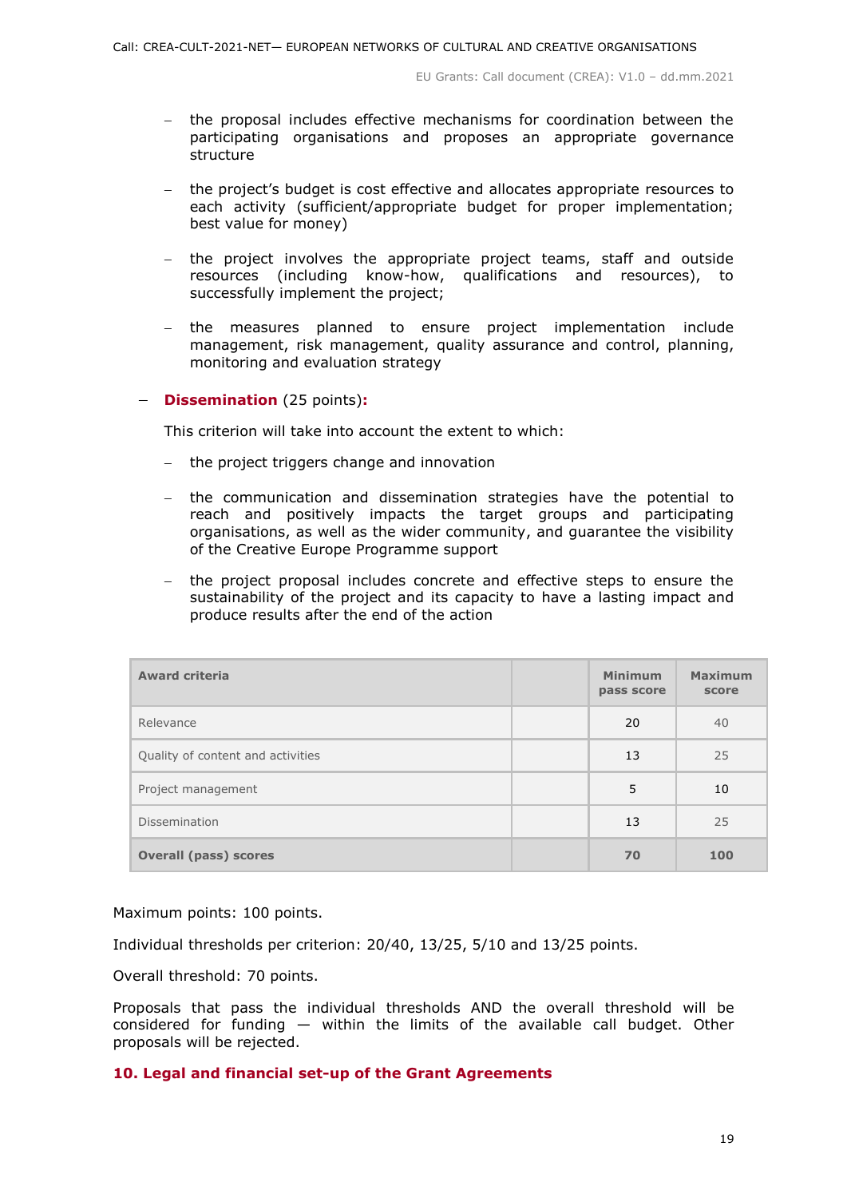- the proposal includes effective mechanisms for coordination between the participating organisations and proposes an appropriate governance structure

- the project's budget is cost effective and allocates appropriate resources to each activity (sufficient/appropriate budget for proper implementation; best value for money)

- the project involves the appropriate project teams, staff and outside resources (including know-how, qualifications and resources), to successfully implement the project;

- the measures planned to ensure project implementation include management, risk management, quality assurance and control, planning, monitoring and evaluation strategy

- **Dissemination** (25 points)**:**

  This criterion will take into account the extent to which:

  - the project triggers change and innovation

  - the communication and dissemination strategies have the potential to reach and positively impacts the target groups and participating organisations, as well as the wider community, and guarantee the visibility of the Creative Europe Programme support

  - the project proposal includes concrete and effective steps to ensure the sustainability of the project and its capacity to have a lasting impact and produce results after the end of the action

| **Award criteria** | | **Minimum pass score** | **Maximum score** |
|---|---|---|---|
| Relevance | | 20 | 40 |
| Quality of content and activities | | 13 | 25 |
| Project management | | 5 | 10 |
| Dissemination | | 13 | 25 |
| **Overall (pass) scores** | | **70** | **100** |

Maximum points: 100 points.

Individual thresholds per criterion: 20/40, 13/25, 5/10 and 13/25 points.

Overall threshold: 70 points.

Proposals that pass the individual thresholds AND the overall threshold will be considered for funding — within the limits of the available call budget. Other proposals will be rejected.

## 10. Legal and financial set-up of the Grant Agreements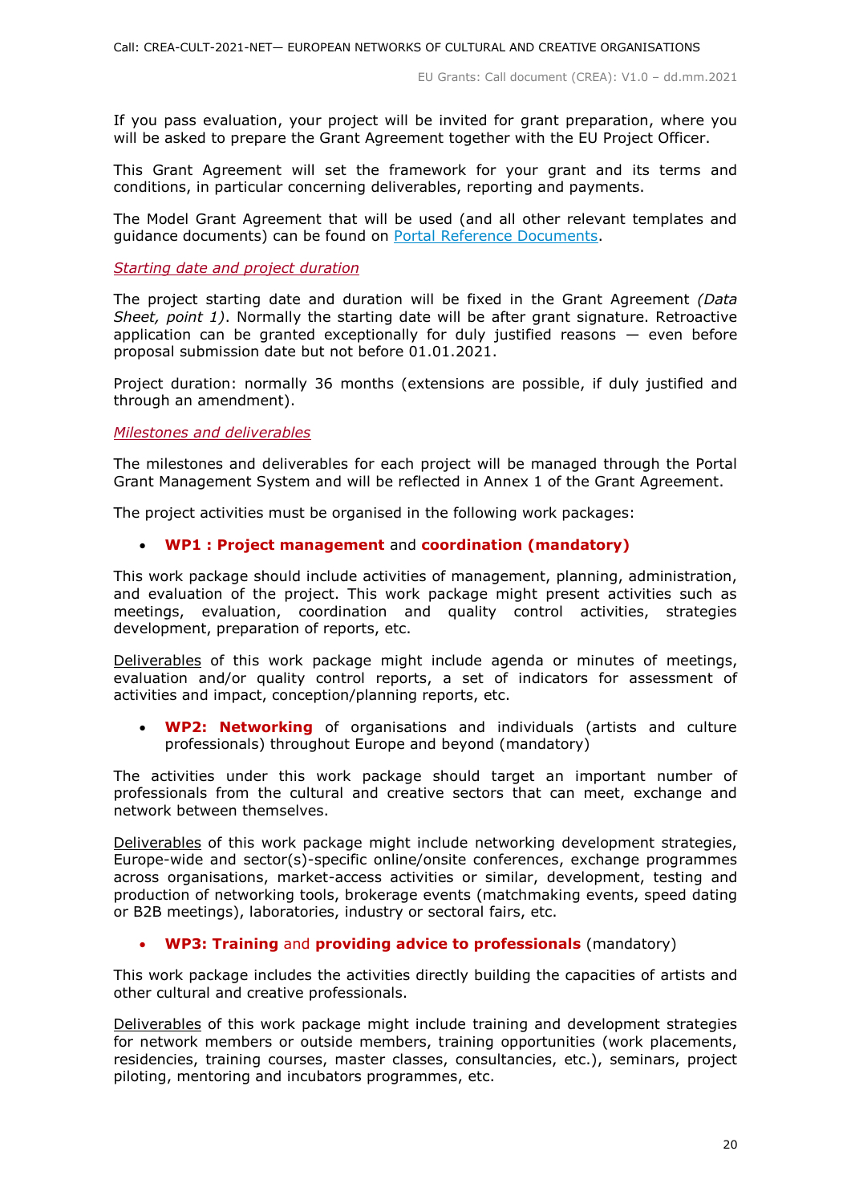If you pass evaluation, your project will be invited for grant preparation, where you will be asked to prepare the Grant Agreement together with the EU Project Officer.

This Grant Agreement will set the framework for your grant and its terms and conditions, in particular concerning deliverables, reporting and payments.

The Model Grant Agreement that will be used (and all other relevant templates and guidance documents) can be found on [Portal Reference Documents](Portal Reference Documents).

*Starting date and project duration*

The project starting date and duration will be fixed in the Grant Agreement *(Data Sheet, point 1)*. Normally the starting date will be after grant signature. Retroactive application can be granted exceptionally for duly justified reasons — even before proposal submission date but not before 01.01.2021.

Project duration: normally 36 months (extensions are possible, if duly justified and through an amendment).

*Milestones and deliverables*

The milestones and deliverables for each project will be managed through the Portal Grant Management System and will be reflected in Annex 1 of the Grant Agreement.

The project activities must be organised in the following work packages:

- **WP1 : Project management** and **coordination (mandatory)**

This work package should include activities of management, planning, administration, and evaluation of the project. This work package might present activities such as meetings, evaluation, coordination and quality control activities, strategies development, preparation of reports, etc.

Deliverables of this work package might include agenda or minutes of meetings, evaluation and/or quality control reports, a set of indicators for assessment of activities and impact, conception/planning reports, etc.

- **WP2: Networking** of organisations and individuals (artists and culture professionals) throughout Europe and beyond (mandatory)

The activities under this work package should target an important number of professionals from the cultural and creative sectors that can meet, exchange and network between themselves.

Deliverables of this work package might include networking development strategies, Europe-wide and sector(s)-specific online/onsite conferences, exchange programmes across organisations, market-access activities or similar, development, testing and production of networking tools, brokerage events (matchmaking events, speed dating or B2B meetings), laboratories, industry or sectoral fairs, etc.

- **WP3: Training** and **providing advice to professionals** (mandatory)

This work package includes the activities directly building the capacities of artists and other cultural and creative professionals.

Deliverables of this work package might include training and development strategies for network members or outside members, training opportunities (work placements, residencies, training courses, master classes, consultancies, etc.), seminars, project piloting, mentoring and incubators programmes, etc.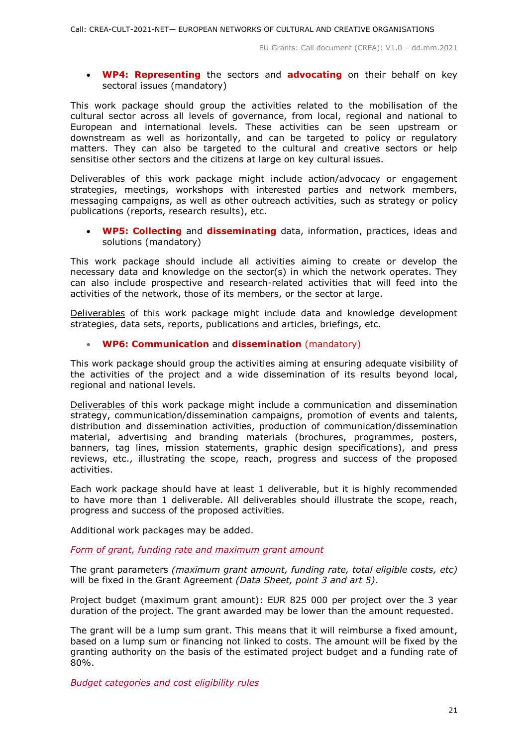- **WP4: Representing** the sectors and **advocating** on their behalf on key sectoral issues (mandatory)

This work package should group the activities related to the mobilisation of the cultural sector across all levels of governance, from local, regional and national to European and international levels. These activities can be seen upstream or downstream as well as horizontally, and can be targeted to policy or regulatory matters. They can also be targeted to the cultural and creative sectors or help sensitise other sectors and the citizens at large on key cultural issues.

Deliverables of this work package might include action/advocacy or engagement strategies, meetings, workshops with interested parties and network members, messaging campaigns, as well as other outreach activities, such as strategy or policy publications (reports, research results), etc.

- **WP5: Collecting** and **disseminating** data, information, practices, ideas and solutions (mandatory)

This work package should include all activities aiming to create or develop the necessary data and knowledge on the sector(s) in which the network operates. They can also include prospective and research-related activities that will feed into the activities of the network, those of its members, or the sector at large.

Deliverables of this work package might include data and knowledge development strategies, data sets, reports, publications and articles, briefings, etc.

- **WP6: Communication** and **dissemination** (mandatory)

This work package should group the activities aiming at ensuring adequate visibility of the activities of the project and a wide dissemination of its results beyond local, regional and national levels.

Deliverables of this work package might include a communication and dissemination strategy, communication/dissemination campaigns, promotion of events and talents, distribution and dissemination activities, production of communication/dissemination material, advertising and branding materials (brochures, programmes, posters, banners, tag lines, mission statements, graphic design specifications), and press reviews, etc., illustrating the scope, reach, progress and success of the proposed activities.

Each work package should have at least 1 deliverable, but it is highly recommended to have more than 1 deliverable. All deliverables should illustrate the scope, reach, progress and success of the proposed activities.

Additional work packages may be added.

*Form of grant, funding rate and maximum grant amount*

The grant parameters *(maximum grant amount, funding rate, total eligible costs, etc)* will be fixed in the Grant Agreement *(Data Sheet, point 3 and art 5)*.

Project budget (maximum grant amount): EUR 825 000 per project over the 3 year duration of the project. The grant awarded may be lower than the amount requested.

The grant will be a lump sum grant. This means that it will reimburse a fixed amount, based on a lump sum or financing not linked to costs. The amount will be fixed by the granting authority on the basis of the estimated project budget and a funding rate of 80%.

*Budget categories and cost eligibility rules*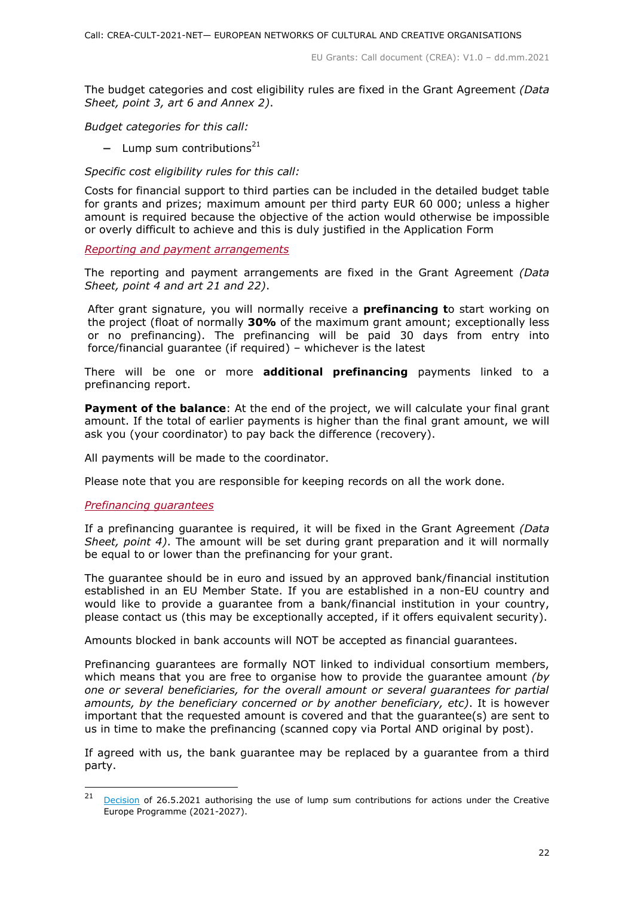The budget categories and cost eligibility rules are fixed in the Grant Agreement *(Data Sheet, point 3, art 6 and Annex 2)*.

*Budget categories for this call:*

- Lump sum contributions[21]

*Specific cost eligibility rules for this call:*

Costs for financial support to third parties can be included in the detailed budget table for grants and prizes; maximum amount per third party EUR 60 000; unless a higher amount is required because the objective of the action would otherwise be impossible or overly difficult to achieve and this is duly justified in the Application Form

*Reporting and payment arrangements*

The reporting and payment arrangements are fixed in the Grant Agreement *(Data Sheet, point 4 and art 21 and 22)*.

After grant signature, you will normally receive a **prefinancing t**o start working on the project (float of normally **30%** of the maximum grant amount; exceptionally less or no prefinancing). The prefinancing will be paid 30 days from entry into force/financial guarantee (if required) – whichever is the latest

There will be one or more **additional prefinancing** payments linked to a prefinancing report.

**Payment of the balance**: At the end of the project, we will calculate your final grant amount. If the total of earlier payments is higher than the final grant amount, we will ask you (your coordinator) to pay back the difference (recovery).

All payments will be made to the coordinator.

Please note that you are responsible for keeping records on all the work done.

*Prefinancing guarantees*

If a prefinancing guarantee is required, it will be fixed in the Grant Agreement *(Data Sheet, point 4)*. The amount will be set during grant preparation and it will normally be equal to or lower than the prefinancing for your grant.

The guarantee should be in euro and issued by an approved bank/financial institution established in an EU Member State. If you are established in a non-EU country and would like to provide a guarantee from a bank/financial institution in your country, please contact us (this may be exceptionally accepted, if it offers equivalent security).

Amounts blocked in bank accounts will NOT be accepted as financial guarantees.

Prefinancing guarantees are formally NOT linked to individual consortium members, which means that you are free to organise how to provide the guarantee amount *(by one or several beneficiaries, for the overall amount or several guarantees for partial amounts, by the beneficiary concerned or by another beneficiary, etc)*. It is however important that the requested amount is covered and that the guarantee(s) are sent to us in time to make the prefinancing (scanned copy via Portal AND original by post).

If agreed with us, the bank guarantee may be replaced by a guarantee from a third party.

---

[21] Decision of 26.5.2021 authorising the use of lump sum contributions for actions under the Creative Europe Programme (2021-2027).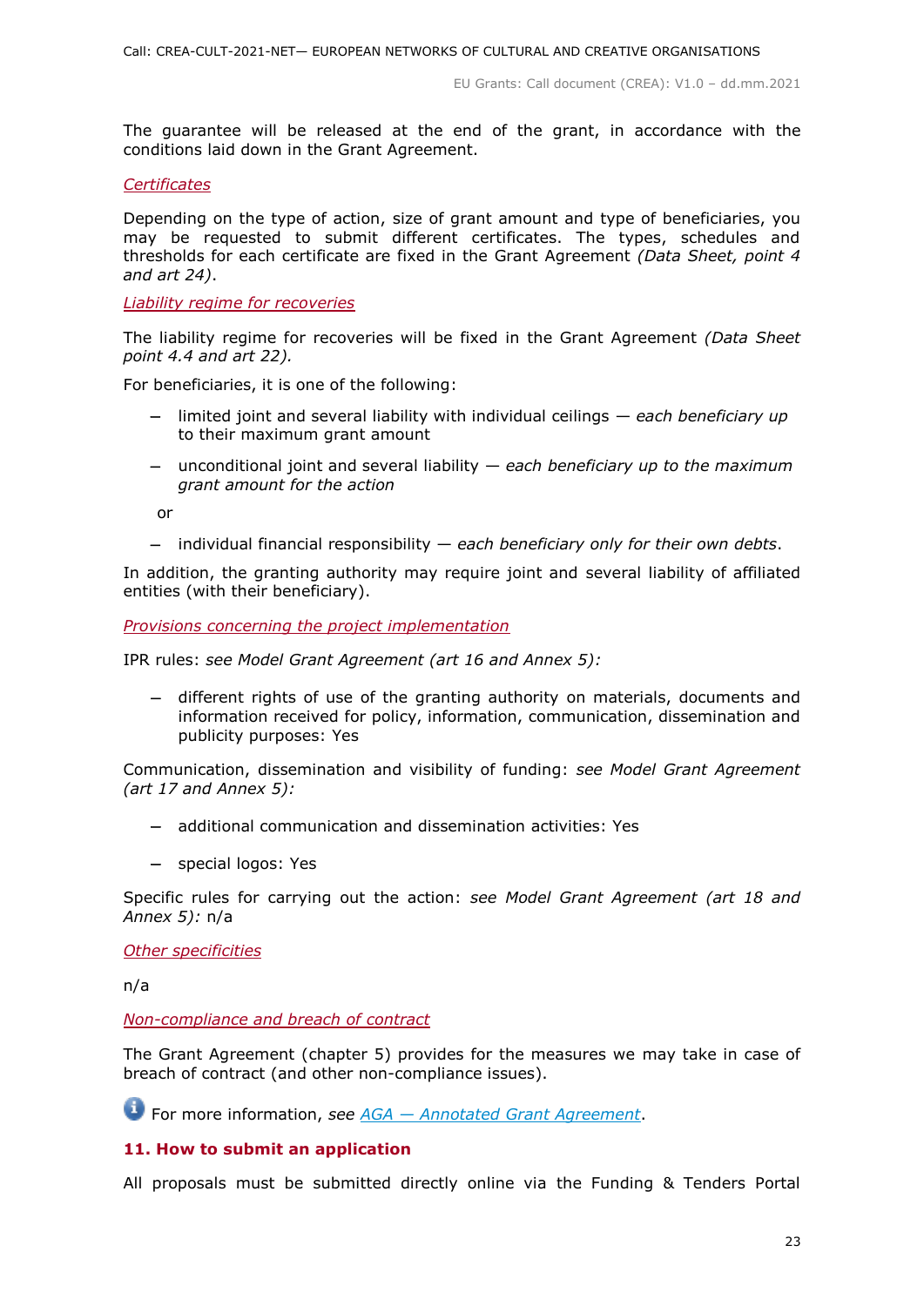The guarantee will be released at the end of the grant, in accordance with the conditions laid down in the Grant Agreement.

*Certificates*

Depending on the type of action, size of grant amount and type of beneficiaries, you may be requested to submit different certificates. The types, schedules and thresholds for each certificate are fixed in the Grant Agreement *(Data Sheet, point 4 and art 24)*.

*Liability regime for recoveries*

The liability regime for recoveries will be fixed in the Grant Agreement *(Data Sheet point 4.4 and art 22).*

For beneficiaries, it is one of the following:

- limited joint and several liability with individual ceilings — *each beneficiary up to their maximum grant amount*
- unconditional joint and several liability — *each beneficiary up to the maximum grant amount for the action*

or

- individual financial responsibility — *each beneficiary only for their own debts*.

In addition, the granting authority may require joint and several liability of affiliated entities (with their beneficiary).

*Provisions concerning the project implementation*

IPR rules: *see Model Grant Agreement (art 16 and Annex 5):*

- different rights of use of the granting authority on materials, documents and information received for policy, information, communication, dissemination and publicity purposes: Yes

Communication, dissemination and visibility of funding: *see Model Grant Agreement (art 17 and Annex 5):*

- additional communication and dissemination activities: Yes
- special logos: Yes

Specific rules for carrying out the action: *see Model Grant Agreement (art 18 and Annex 5):* n/a

*Other specificities*

n/a

*Non-compliance and breach of contract*

The Grant Agreement (chapter 5) provides for the measures we may take in case of breach of contract (and other non-compliance issues).

For more information, *see* *AGA — Annotated Grant Agreement*.

## 11. How to submit an application

All proposals must be submitted directly online via the Funding & Tenders Portal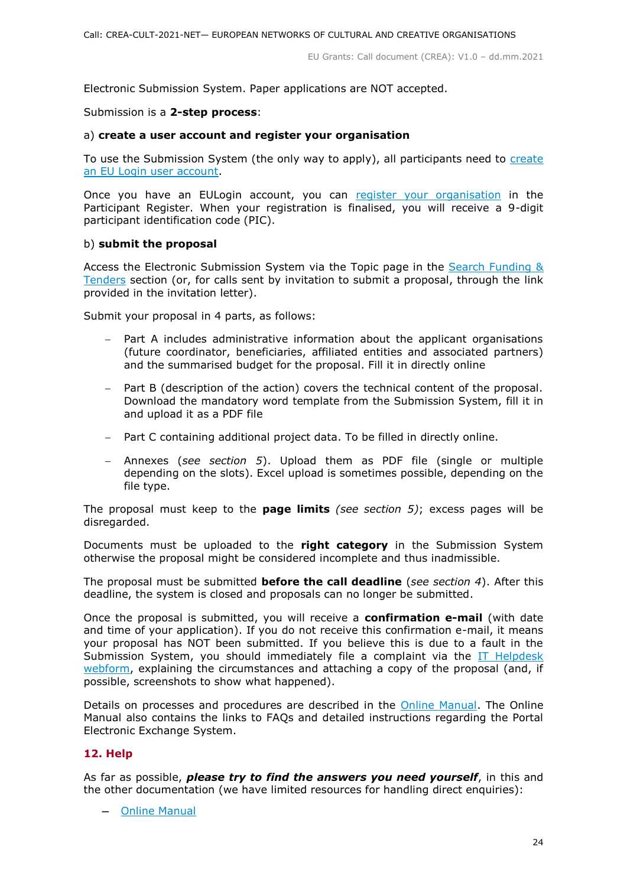Electronic Submission System. Paper applications are NOT accepted.

Submission is a **2-step process**:

a) **create a user account and register your organisation**

To use the Submission System (the only way to apply), all participants need to [create an EU Login user account](#).

Once you have an EULogin account, you can [register your organisation](#) in the Participant Register. When your registration is finalised, you will receive a 9-digit participant identification code (PIC).

b) **submit the proposal**

Access the Electronic Submission System via the Topic page in the [Search Funding & Tenders](#) section (or, for calls sent by invitation to submit a proposal, through the link provided in the invitation letter).

Submit your proposal in 4 parts, as follows:

- Part A includes administrative information about the applicant organisations (future coordinator, beneficiaries, affiliated entities and associated partners) and the summarised budget for the proposal. Fill it in directly online
- Part B (description of the action) covers the technical content of the proposal. Download the mandatory word template from the Submission System, fill it in and upload it as a PDF file
- Part C containing additional project data. To be filled in directly online.
- Annexes (*see section 5*). Upload them as PDF file (single or multiple depending on the slots). Excel upload is sometimes possible, depending on the file type.

The proposal must keep to the **page limits** *(see section 5)*; excess pages will be disregarded.

Documents must be uploaded to the **right category** in the Submission System otherwise the proposal might be considered incomplete and thus inadmissible.

The proposal must be submitted **before the call deadline** (*see section 4*). After this deadline, the system is closed and proposals can no longer be submitted.

Once the proposal is submitted, you will receive a **confirmation e-mail** (with date and time of your application). If you do not receive this confirmation e-mail, it means your proposal has NOT been submitted. If you believe this is due to a fault in the Submission System, you should immediately file a complaint via the [IT Helpdesk webform](#), explaining the circumstances and attaching a copy of the proposal (and, if possible, screenshots to show what happened).

Details on processes and procedures are described in the [Online Manual](#). The Online Manual also contains the links to FAQs and detailed instructions regarding the Portal Electronic Exchange System.

## 12. Help

As far as possible, ***please try to find the answers you need yourself***, in this and the other documentation (we have limited resources for handling direct enquiries):

- [Online Manual](#)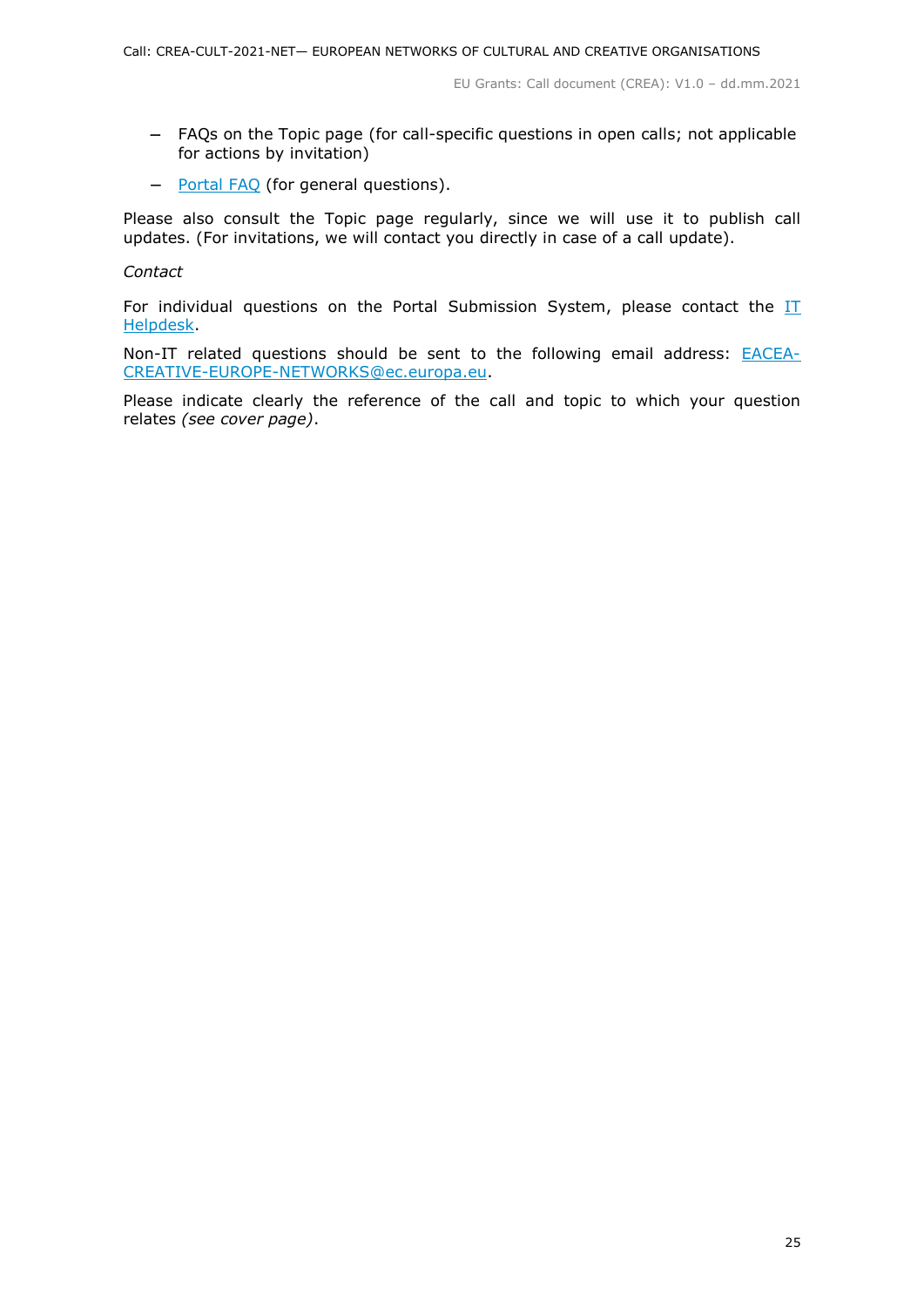- FAQs on the Topic page (for call-specific questions in open calls; not applicable for actions by invitation)
- Portal FAQ (for general questions).

Please also consult the Topic page regularly, since we will use it to publish call updates. (For invitations, we will contact you directly in case of a call update).

*Contact*

For individual questions on the Portal Submission System, please contact the IT Helpdesk.

Non-IT related questions should be sent to the following email address: EACEA-CREATIVE-EUROPE-NETWORKS@ec.europa.eu.

Please indicate clearly the reference of the call and topic to which your question relates *(see cover page)*.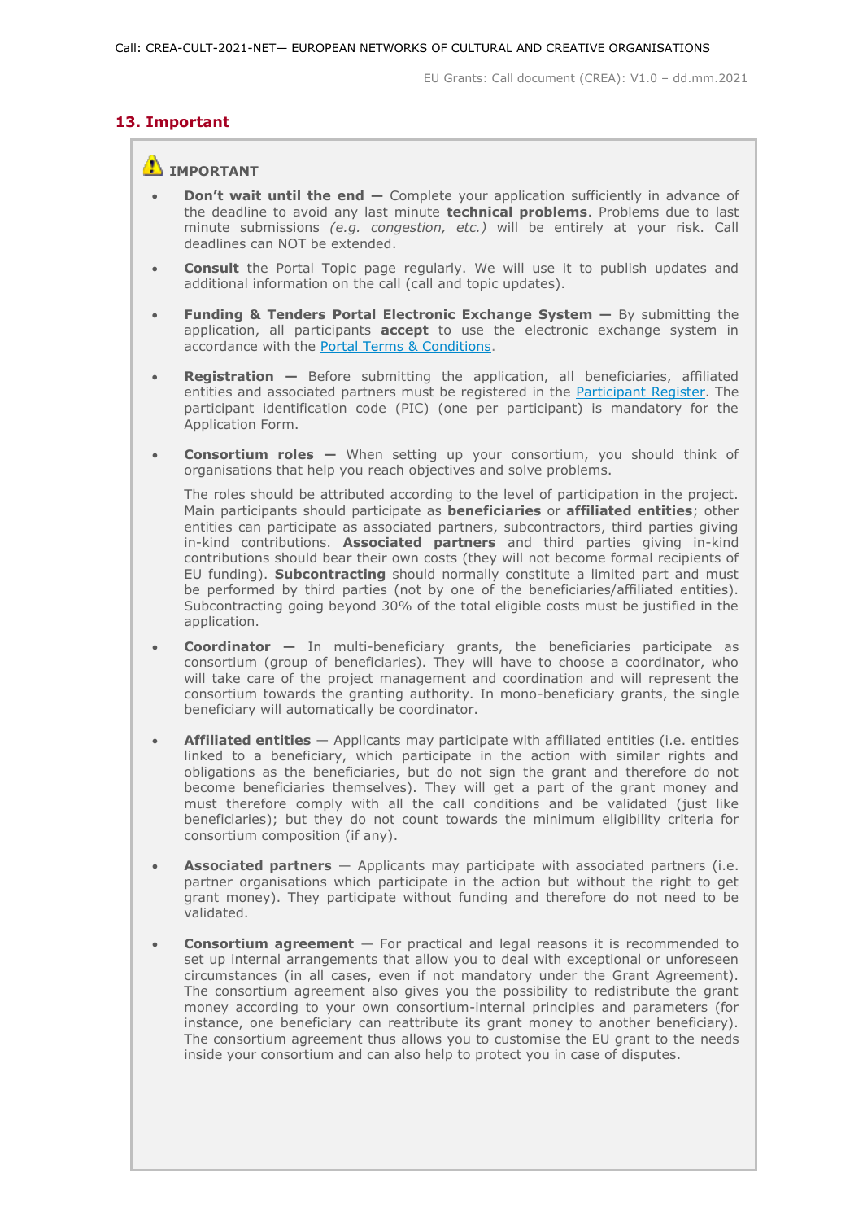## 13. Important

⚠ **IMPORTANT**

- **Don't wait until the end —** Complete your application sufficiently in advance of the deadline to avoid any last minute **technical problems**. Problems due to last minute submissions *(e.g. congestion, etc.)* will be entirely at your risk. Call deadlines can NOT be extended.

- **Consult** the Portal Topic page regularly. We will use it to publish updates and additional information on the call (call and topic updates).

- **Funding & Tenders Portal Electronic Exchange System —** By submitting the application, all participants **accept** to use the electronic exchange system in accordance with the [Portal Terms & Conditions](Portal Terms & Conditions).

- **Registration —** Before submitting the application, all beneficiaries, affiliated entities and associated partners must be registered in the [Participant Register](Participant Register). The participant identification code (PIC) (one per participant) is mandatory for the Application Form.

- **Consortium roles —** When setting up your consortium, you should think of organisations that help you reach objectives and solve problems.

  The roles should be attributed according to the level of participation in the project. Main participants should participate as **beneficiaries** or **affiliated entities**; other entities can participate as associated partners, subcontractors, third parties giving in-kind contributions. **Associated partners** and third parties giving in-kind contributions should bear their own costs (they will not become formal recipients of EU funding). **Subcontracting** should normally constitute a limited part and must be performed by third parties (not by one of the beneficiaries/affiliated entities). Subcontracting going beyond 30% of the total eligible costs must be justified in the application.

- **Coordinator —** In multi-beneficiary grants, the beneficiaries participate as consortium (group of beneficiaries). They will have to choose a coordinator, who will take care of the project management and coordination and will represent the consortium towards the granting authority. In mono-beneficiary grants, the single beneficiary will automatically be coordinator.

- **Affiliated entities** — Applicants may participate with affiliated entities (i.e. entities linked to a beneficiary, which participate in the action with similar rights and obligations as the beneficiaries, but do not sign the grant and therefore do not become beneficiaries themselves). They will get a part of the grant money and must therefore comply with all the call conditions and be validated (just like beneficiaries); but they do not count towards the minimum eligibility criteria for consortium composition (if any).

- **Associated partners** — Applicants may participate with associated partners (i.e. partner organisations which participate in the action but without the right to get grant money). They participate without funding and therefore do not need to be validated.

- **Consortium agreement** — For practical and legal reasons it is recommended to set up internal arrangements that allow you to deal with exceptional or unforeseen circumstances (in all cases, even if not mandatory under the Grant Agreement). The consortium agreement also gives you the possibility to redistribute the grant money according to your own consortium-internal principles and parameters (for instance, one beneficiary can reattribute its grant money to another beneficiary). The consortium agreement thus allows you to customise the EU grant to the needs inside your consortium and can also help to protect you in case of disputes.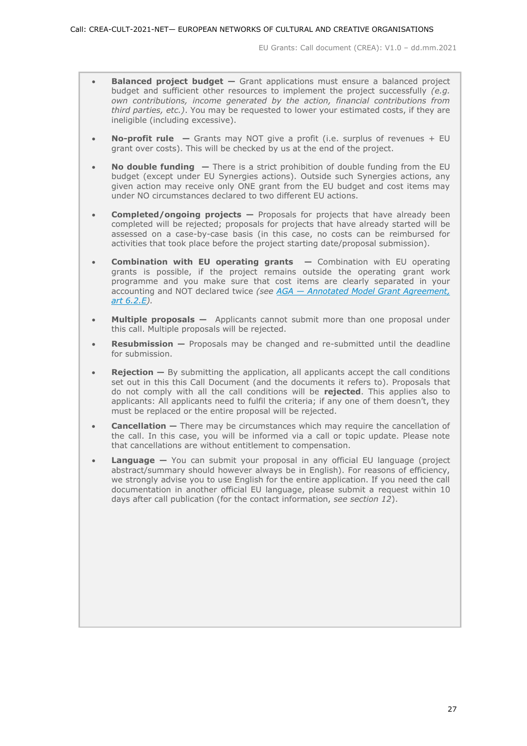- **Balanced project budget —** Grant applications must ensure a balanced project budget and sufficient other resources to implement the project successfully *(e.g. own contributions, income generated by the action, financial contributions from third parties, etc.)*. You may be requested to lower your estimated costs, if they are ineligible (including excessive).

- **No-profit rule —** Grants may NOT give a profit (i.e. surplus of revenues + EU grant over costs). This will be checked by us at the end of the project.

- **No double funding —** There is a strict prohibition of double funding from the EU budget (except under EU Synergies actions). Outside such Synergies actions, any given action may receive only ONE grant from the EU budget and cost items may under NO circumstances declared to two different EU actions.

- **Completed/ongoing projects —** Proposals for projects that have already been completed will be rejected; proposals for projects that have already started will be assessed on a case-by-case basis (in this case, no costs can be reimbursed for activities that took place before the project starting date/proposal submission).

- **Combination with EU operating grants —** Combination with EU operating grants is possible, if the project remains outside the operating grant work programme and you make sure that cost items are clearly separated in your accounting and NOT declared twice *(see [AGA — Annotated Model Grant Agreement, art 6.2.E](#))*.

- **Multiple proposals —** Applicants cannot submit more than one proposal under this call. Multiple proposals will be rejected.

- **Resubmission —** Proposals may be changed and re-submitted until the deadline for submission.

- **Rejection —** By submitting the application, all applicants accept the call conditions set out in this this Call Document (and the documents it refers to). Proposals that do not comply with all the call conditions will be **rejected**. This applies also to applicants: All applicants need to fulfil the criteria; if any one of them doesn't, they must be replaced or the entire proposal will be rejected.

- **Cancellation —** There may be circumstances which may require the cancellation of the call. In this case, you will be informed via a call or topic update. Please note that cancellations are without entitlement to compensation.

- **Language —** You can submit your proposal in any official EU language (project abstract/summary should however always be in English). For reasons of efficiency, we strongly advise you to use English for the entire application. If you need the call documentation in another official EU language, please submit a request within 10 days after call publication (for the contact information, *see section 12*).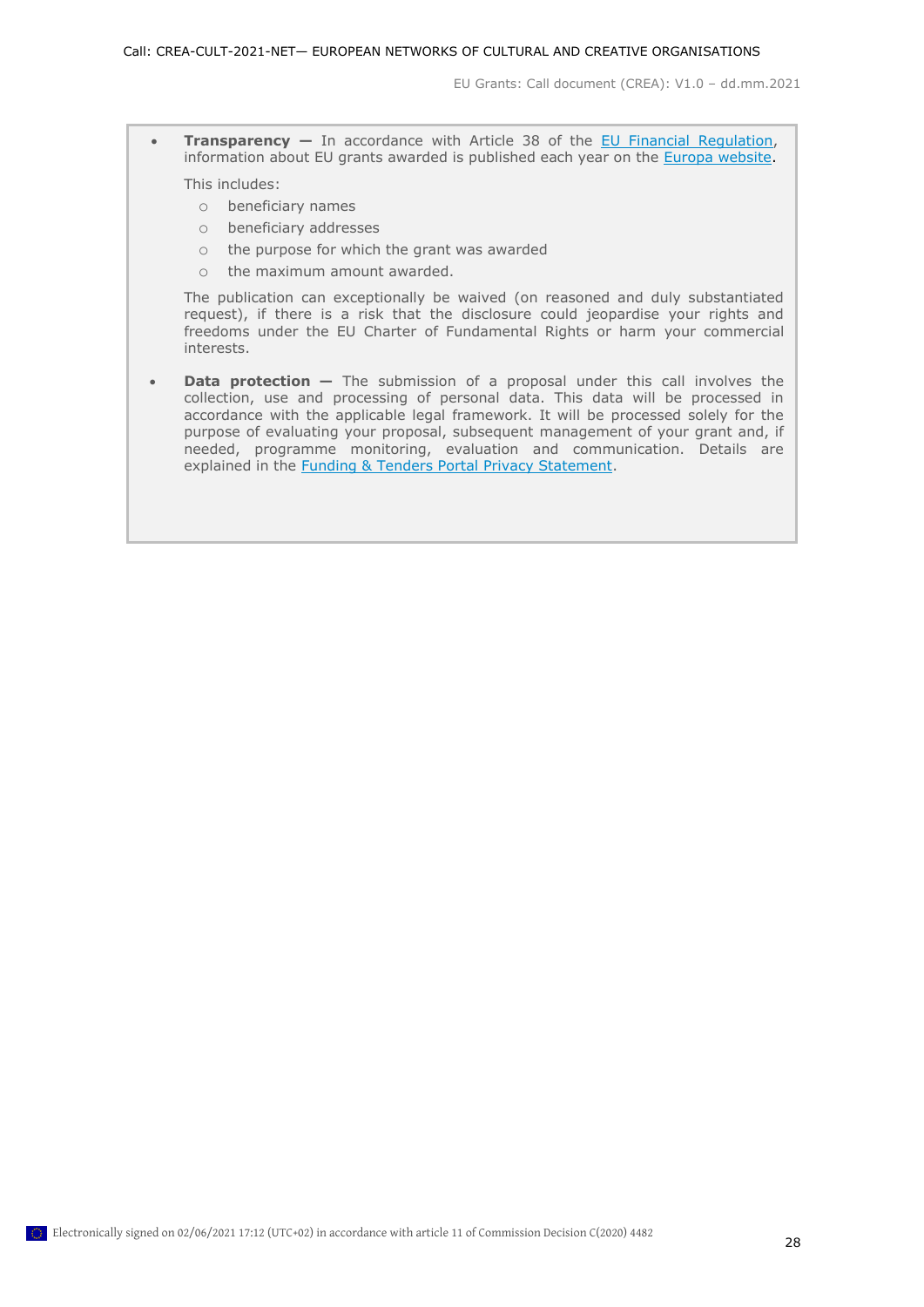- **Transparency —** In accordance with Article 38 of the EU Financial Regulation, information about EU grants awarded is published each year on the Europa website.

  This includes:

  - beneficiary names
  - beneficiary addresses
  - the purpose for which the grant was awarded
  - the maximum amount awarded.

  The publication can exceptionally be waived (on reasoned and duly substantiated request), if there is a risk that the disclosure could jeopardise your rights and freedoms under the EU Charter of Fundamental Rights or harm your commercial interests.

- **Data protection —** The submission of a proposal under this call involves the collection, use and processing of personal data. This data will be processed in accordance with the applicable legal framework. It will be processed solely for the purpose of evaluating your proposal, subsequent management of your grant and, if needed, programme monitoring, evaluation and communication. Details are explained in the Funding & Tenders Portal Privacy Statement.

Electronically signed on 02/06/2021 17:12 (UTC+02) in accordance with article 11 of Commission Decision C(2020) 4482